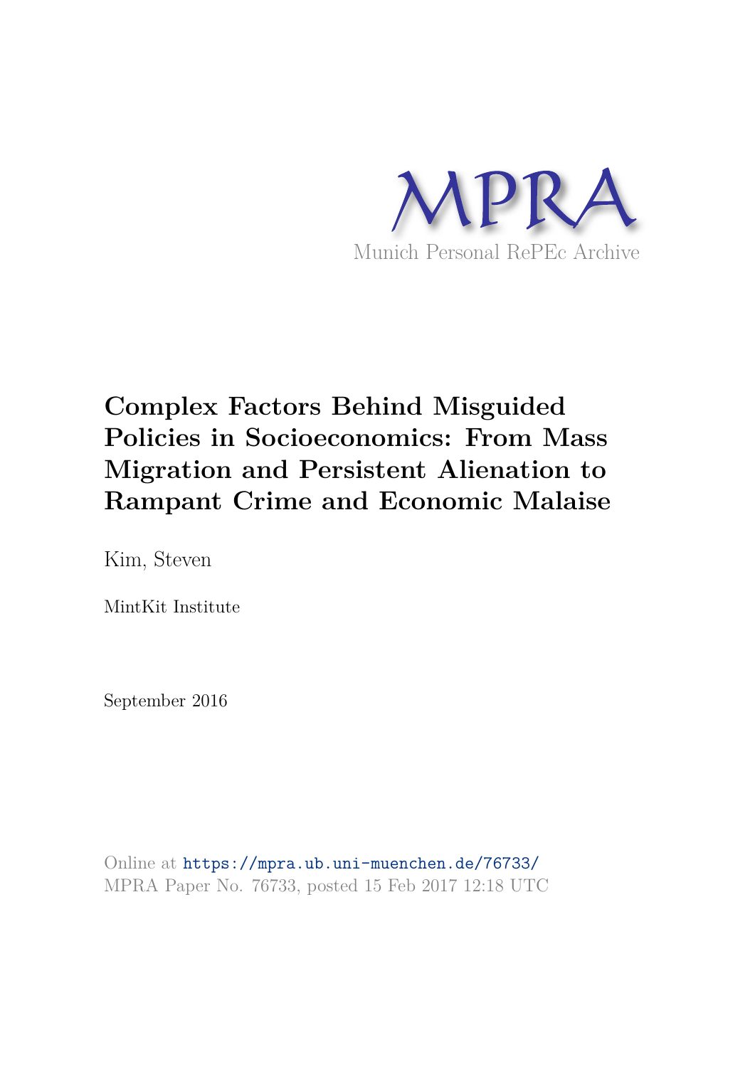MPRA

Munich Personal RePEc Archive

# Complex Factors Behind Misguided Policies in Socioeconomics: From Mass Migration and Persistent Alienation to Rampant Crime and Economic Malaise

Kim, Steven

MintKit Institute

September 2016

Online at https://mpra.ub.uni-muenchen.de/76733/
MPRA Paper No. 76733, posted 15 Feb 2017 12:18 UTC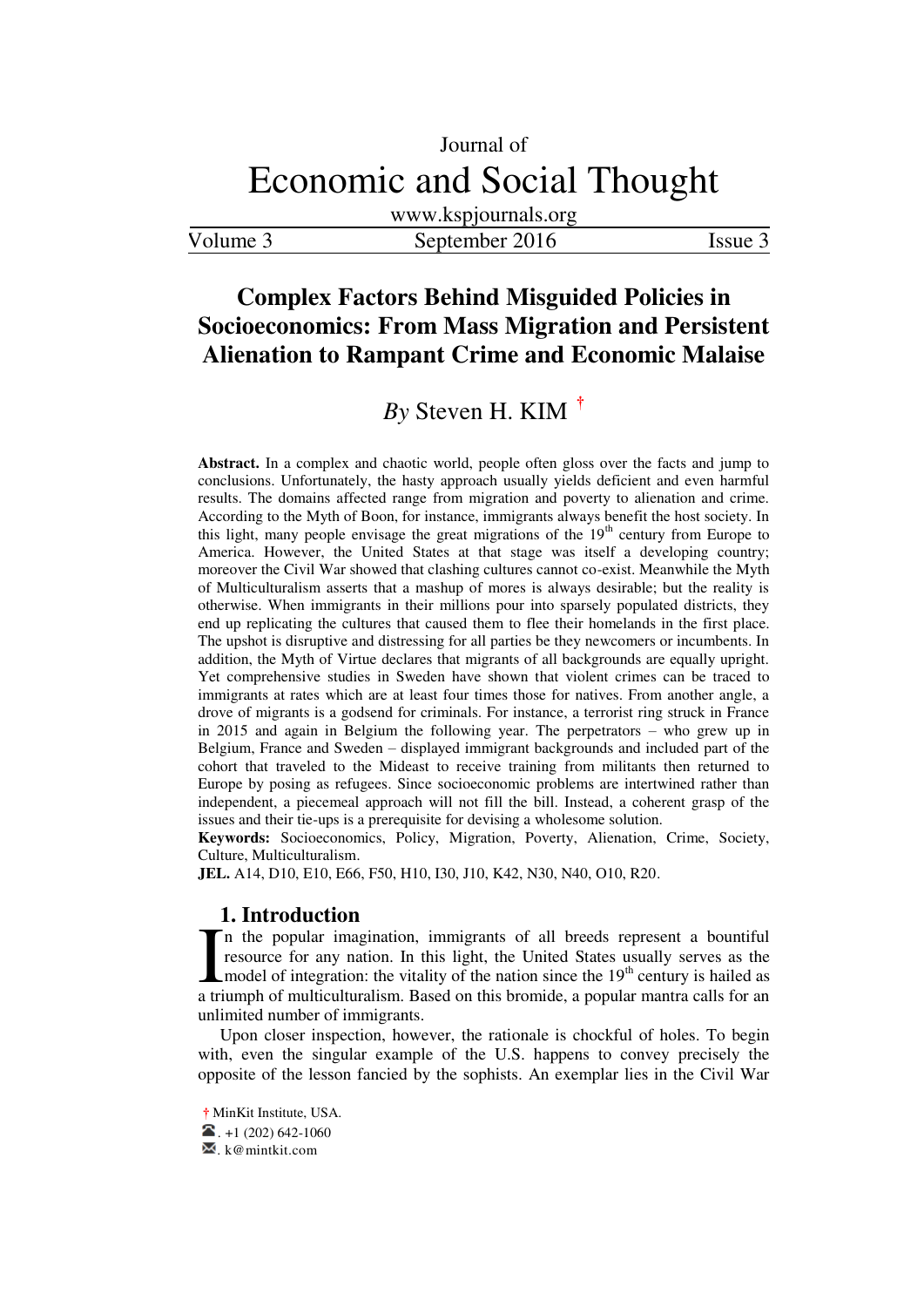Journal of

# Economic and Social Thought

www.kspjournals.org

Volume 3 | September 2016 | Issue 3

## Complex Factors Behind Misguided Policies in Socioeconomics: From Mass Migration and Persistent Alienation to Rampant Crime and Economic Malaise

*By* Steven H. KIM [†]

**Abstract.** In a complex and chaotic world, people often gloss over the facts and jump to conclusions. Unfortunately, the hasty approach usually yields deficient and even harmful results. The domains affected range from migration and poverty to alienation and crime. According to the Myth of Boon, for instance, immigrants always benefit the host society. In this light, many people envisage the great migrations of the 19th century from Europe to America. However, the United States at that stage was itself a developing country; moreover the Civil War showed that clashing cultures cannot co-exist. Meanwhile the Myth of Multiculturalism asserts that a mashup of mores is always desirable; but the reality is otherwise. When immigrants in their millions pour into sparsely populated districts, they end up replicating the cultures that caused them to flee their homelands in the first place. The upshot is disruptive and distressing for all parties be they newcomers or incumbents. In addition, the Myth of Virtue declares that migrants of all backgrounds are equally upright. Yet comprehensive studies in Sweden have shown that violent crimes can be traced to immigrants at rates which are at least four times those for natives. From another angle, a drove of migrants is a godsend for criminals. For instance, a terrorist ring struck in France in 2015 and again in Belgium the following year. The perpetrators – who grew up in Belgium, France and Sweden – displayed immigrant backgrounds and included part of the cohort that traveled to the Mideast to receive training from militants then returned to Europe by posing as refugees. Since socioeconomic problems are intertwined rather than independent, a piecemeal approach will not fill the bill. Instead, a coherent grasp of the issues and their tie-ups is a prerequisite for devising a wholesome solution.

**Keywords:** Socioeconomics, Policy, Migration, Poverty, Alienation, Crime, Society, Culture, Multiculturalism.

**JEL.** A14, D10, E10, E66, F50, H10, I30, J10, K42, N30, N40, O10, R20.

## 1. Introduction

In the popular imagination, immigrants of all breeds represent a bountiful resource for any nation. In this light, the United States usually serves as the model of integration: the vitality of the nation since the 19th century is hailed as a triumph of multiculturalism. Based on this bromide, a popular mantra calls for an unlimited number of immigrants.

Upon closer inspection, however, the rationale is chockful of holes. To begin with, even the singular example of the U.S. happens to convey precisely the opposite of the lesson fancied by the sophists. An exemplar lies in the Civil War

† MinKit Institute, USA.
☎. +1 (202) 642-1060
✉. k@mintkit.com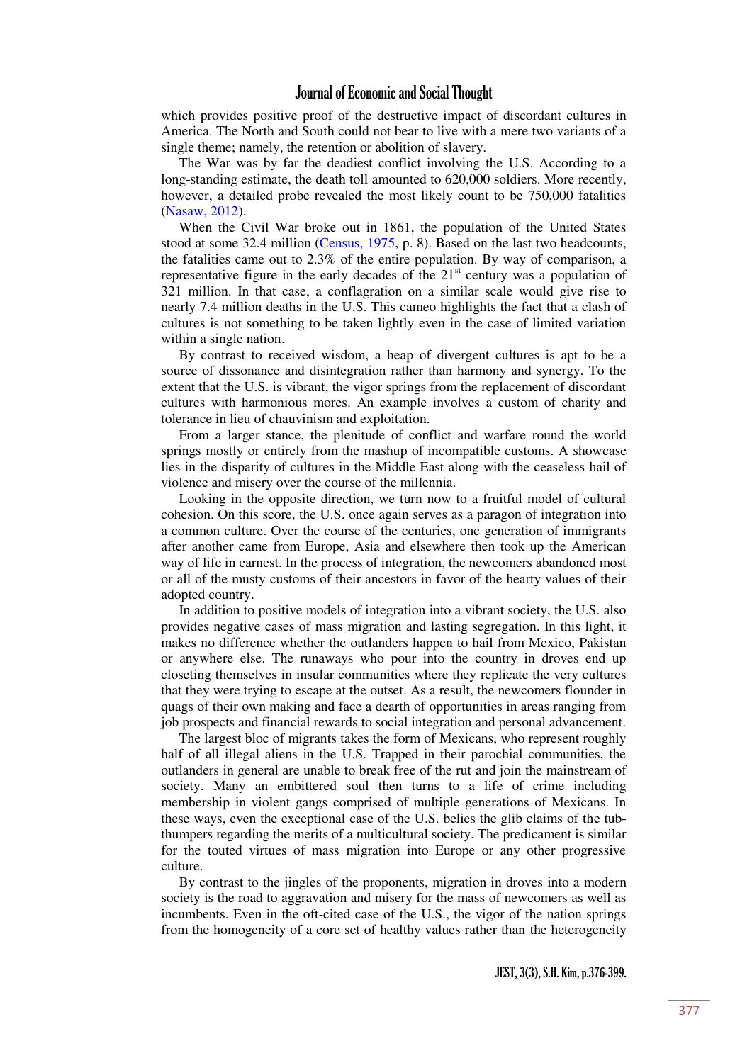which provides positive proof of the destructive impact of discordant cultures in America. The North and South could not bear to live with a mere two variants of a single theme; namely, the retention or abolition of slavery.

The War was by far the deadiest conflict involving the U.S. According to a long-standing estimate, the death toll amounted to 620,000 soldiers. More recently, however, a detailed probe revealed the most likely count to be 750,000 fatalities (Nasaw, 2012).

When the Civil War broke out in 1861, the population of the United States stood at some 32.4 million (Census, 1975, p. 8). Based on the last two headcounts, the fatalities came out to 2.3% of the entire population. By way of comparison, a representative figure in the early decades of the 21st century was a population of 321 million. In that case, a conflagration on a similar scale would give rise to nearly 7.4 million deaths in the U.S. This cameo highlights the fact that a clash of cultures is not something to be taken lightly even in the case of limited variation within a single nation.

By contrast to received wisdom, a heap of divergent cultures is apt to be a source of dissonance and disintegration rather than harmony and synergy. To the extent that the U.S. is vibrant, the vigor springs from the replacement of discordant cultures with harmonious mores. An example involves a custom of charity and tolerance in lieu of chauvinism and exploitation.

From a larger stance, the plenitude of conflict and warfare round the world springs mostly or entirely from the mashup of incompatible customs. A showcase lies in the disparity of cultures in the Middle East along with the ceaseless hail of violence and misery over the course of the millennia.

Looking in the opposite direction, we turn now to a fruitful model of cultural cohesion. On this score, the U.S. once again serves as a paragon of integration into a common culture. Over the course of the centuries, one generation of immigrants after another came from Europe, Asia and elsewhere then took up the American way of life in earnest. In the process of integration, the newcomers abandoned most or all of the musty customs of their ancestors in favor of the hearty values of their adopted country.

In addition to positive models of integration into a vibrant society, the U.S. also provides negative cases of mass migration and lasting segregation. In this light, it makes no difference whether the outlanders happen to hail from Mexico, Pakistan or anywhere else. The runaways who pour into the country in droves end up closeting themselves in insular communities where they replicate the very cultures that they were trying to escape at the outset. As a result, the newcomers flounder in quags of their own making and face a dearth of opportunities in areas ranging from job prospects and financial rewards to social integration and personal advancement.

The largest bloc of migrants takes the form of Mexicans, who represent roughly half of all illegal aliens in the U.S. Trapped in their parochial communities, the outlanders in general are unable to break free of the rut and join the mainstream of society. Many an embittered soul then turns to a life of crime including membership in violent gangs comprised of multiple generations of Mexicans. In these ways, even the exceptional case of the U.S. belies the glib claims of the tub-thumpers regarding the merits of a multicultural society. The predicament is similar for the touted virtues of mass migration into Europe or any other progressive culture.

By contrast to the jingles of the proponents, migration in droves into a modern society is the road to aggravation and misery for the mass of newcomers as well as incumbents. Even in the oft-cited case of the U.S., the vigor of the nation springs from the homogeneity of a core set of healthy values rather than the heterogeneity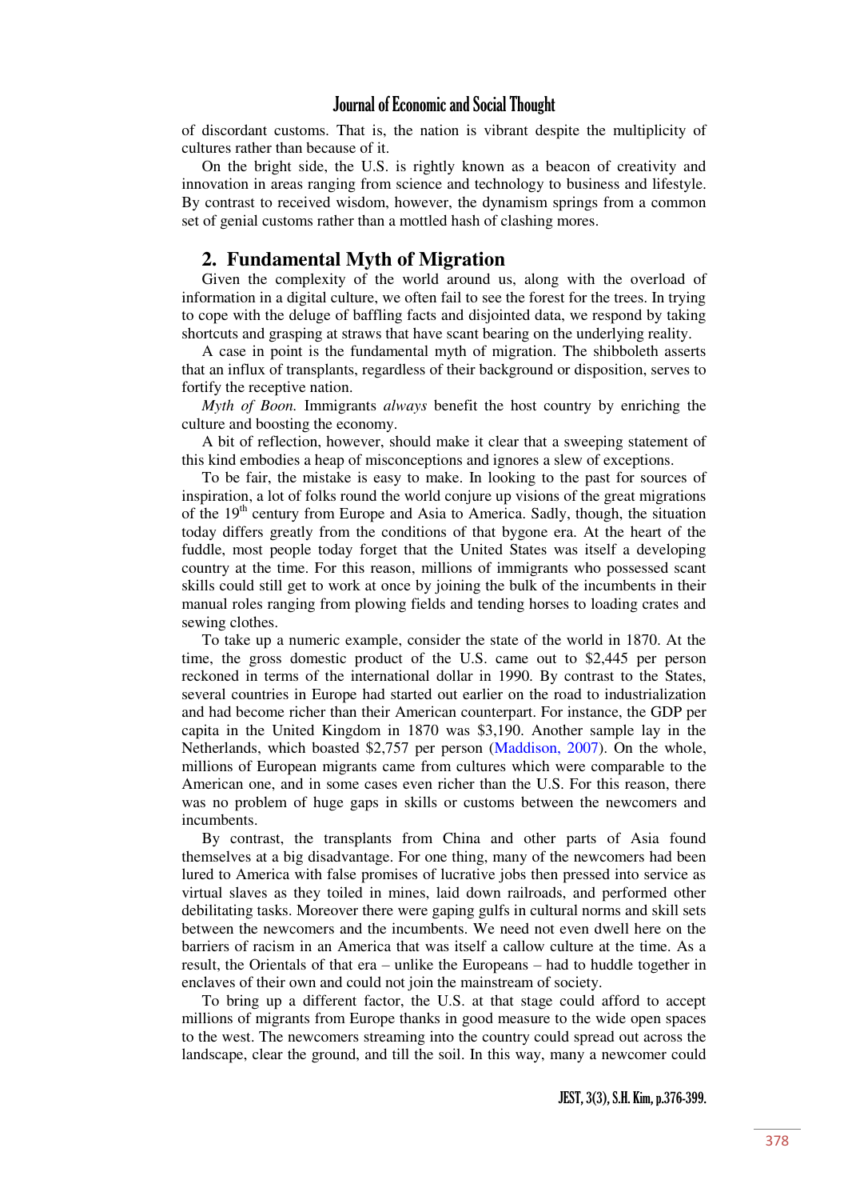of discordant customs. That is, the nation is vibrant despite the multiplicity of cultures rather than because of it.

On the bright side, the U.S. is rightly known as a beacon of creativity and innovation in areas ranging from science and technology to business and lifestyle. By contrast to received wisdom, however, the dynamism springs from a common set of genial customs rather than a mottled hash of clashing mores.

## 2. Fundamental Myth of Migration

Given the complexity of the world around us, along with the overload of information in a digital culture, we often fail to see the forest for the trees. In trying to cope with the deluge of baffling facts and disjointed data, we respond by taking shortcuts and grasping at straws that have scant bearing on the underlying reality.

A case in point is the fundamental myth of migration. The shibboleth asserts that an influx of transplants, regardless of their background or disposition, serves to fortify the receptive nation.

*Myth of Boon.* Immigrants *always* benefit the host country by enriching the culture and boosting the economy.

A bit of reflection, however, should make it clear that a sweeping statement of this kind embodies a heap of misconceptions and ignores a slew of exceptions.

To be fair, the mistake is easy to make. In looking to the past for sources of inspiration, a lot of folks round the world conjure up visions of the great migrations of the 19th century from Europe and Asia to America. Sadly, though, the situation today differs greatly from the conditions of that bygone era. At the heart of the fuddle, most people today forget that the United States was itself a developing country at the time. For this reason, millions of immigrants who possessed scant skills could still get to work at once by joining the bulk of the incumbents in their manual roles ranging from plowing fields and tending horses to loading crates and sewing clothes.

To take up a numeric example, consider the state of the world in 1870. At the time, the gross domestic product of the U.S. came out to $2,445 per person reckoned in terms of the international dollar in 1990. By contrast to the States, several countries in Europe had started out earlier on the road to industrialization and had become richer than their American counterpart. For instance, the GDP per capita in the United Kingdom in 1870 was $3,190. Another sample lay in the Netherlands, which boasted $2,757 per person (Maddison, 2007). On the whole, millions of European migrants came from cultures which were comparable to the American one, and in some cases even richer than the U.S. For this reason, there was no problem of huge gaps in skills or customs between the newcomers and incumbents.

By contrast, the transplants from China and other parts of Asia found themselves at a big disadvantage. For one thing, many of the newcomers had been lured to America with false promises of lucrative jobs then pressed into service as virtual slaves as they toiled in mines, laid down railroads, and performed other debilitating tasks. Moreover there were gaping gulfs in cultural norms and skill sets between the newcomers and the incumbents. We need not even dwell here on the barriers of racism in an America that was itself a callow culture at the time. As a result, the Orientals of that era – unlike the Europeans – had to huddle together in enclaves of their own and could not join the mainstream of society.

To bring up a different factor, the U.S. at that stage could afford to accept millions of migrants from Europe thanks in good measure to the wide open spaces to the west. The newcomers streaming into the country could spread out across the landscape, clear the ground, and till the soil. In this way, many a newcomer could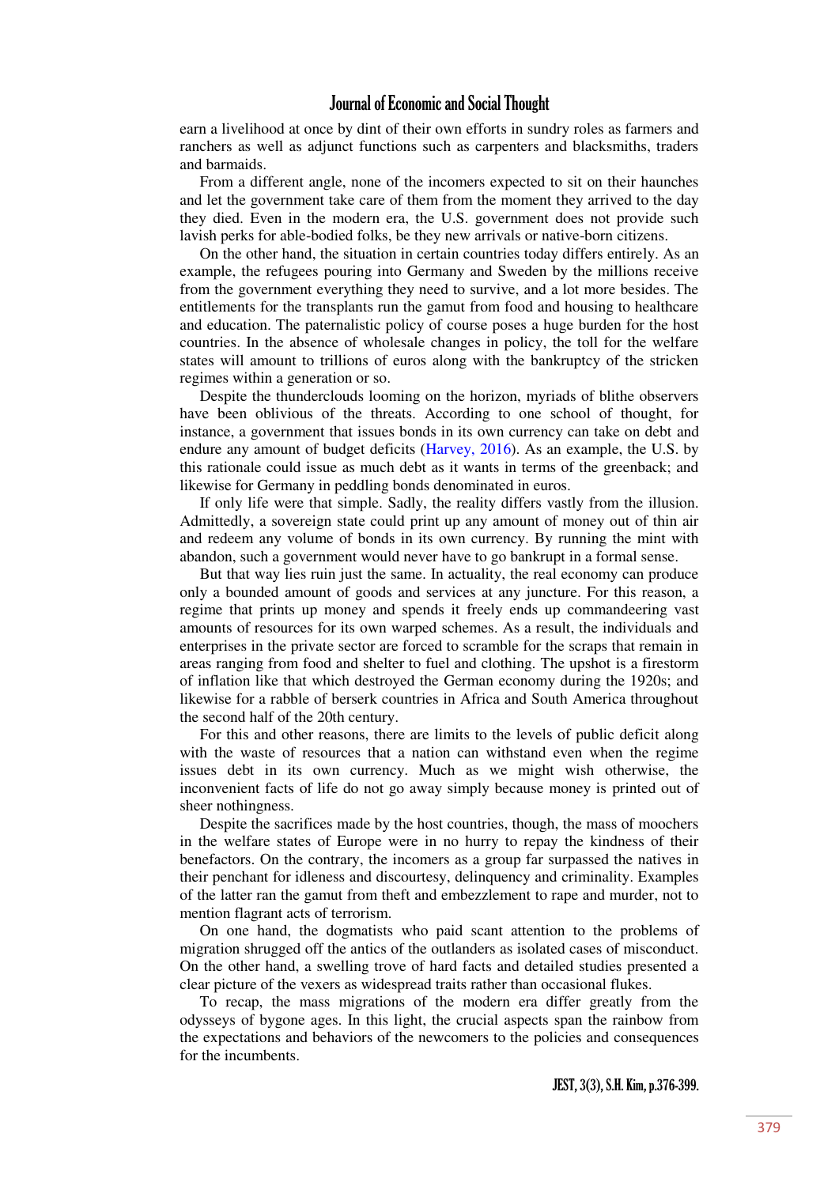earn a livelihood at once by dint of their own efforts in sundry roles as farmers and ranchers as well as adjunct functions such as carpenters and blacksmiths, traders and barmaids.

From a different angle, none of the incomers expected to sit on their haunches and let the government take care of them from the moment they arrived to the day they died. Even in the modern era, the U.S. government does not provide such lavish perks for able-bodied folks, be they new arrivals or native-born citizens.

On the other hand, the situation in certain countries today differs entirely. As an example, the refugees pouring into Germany and Sweden by the millions receive from the government everything they need to survive, and a lot more besides. The entitlements for the transplants run the gamut from food and housing to healthcare and education. The paternalistic policy of course poses a huge burden for the host countries. In the absence of wholesale changes in policy, the toll for the welfare states will amount to trillions of euros along with the bankruptcy of the stricken regimes within a generation or so.

Despite the thunderclouds looming on the horizon, myriads of blithe observers have been oblivious of the threats. According to one school of thought, for instance, a government that issues bonds in its own currency can take on debt and endure any amount of budget deficits (Harvey, 2016). As an example, the U.S. by this rationale could issue as much debt as it wants in terms of the greenback; and likewise for Germany in peddling bonds denominated in euros.

If only life were that simple. Sadly, the reality differs vastly from the illusion. Admittedly, a sovereign state could print up any amount of money out of thin air and redeem any volume of bonds in its own currency. By running the mint with abandon, such a government would never have to go bankrupt in a formal sense.

But that way lies ruin just the same. In actuality, the real economy can produce only a bounded amount of goods and services at any juncture. For this reason, a regime that prints up money and spends it freely ends up commandeering vast amounts of resources for its own warped schemes. As a result, the individuals and enterprises in the private sector are forced to scramble for the scraps that remain in areas ranging from food and shelter to fuel and clothing. The upshot is a firestorm of inflation like that which destroyed the German economy during the 1920s; and likewise for a rabble of berserk countries in Africa and South America throughout the second half of the 20th century.

For this and other reasons, there are limits to the levels of public deficit along with the waste of resources that a nation can withstand even when the regime issues debt in its own currency. Much as we might wish otherwise, the inconvenient facts of life do not go away simply because money is printed out of sheer nothingness.

Despite the sacrifices made by the host countries, though, the mass of moochers in the welfare states of Europe were in no hurry to repay the kindness of their benefactors. On the contrary, the incomers as a group far surpassed the natives in their penchant for idleness and discourtesy, delinquency and criminality. Examples of the latter ran the gamut from theft and embezzlement to rape and murder, not to mention flagrant acts of terrorism.

On one hand, the dogmatists who paid scant attention to the problems of migration shrugged off the antics of the outlanders as isolated cases of misconduct. On the other hand, a swelling trove of hard facts and detailed studies presented a clear picture of the vexers as widespread traits rather than occasional flukes.

To recap, the mass migrations of the modern era differ greatly from the odysseys of bygone ages. In this light, the crucial aspects span the rainbow from the expectations and behaviors of the newcomers to the policies and consequences for the incumbents.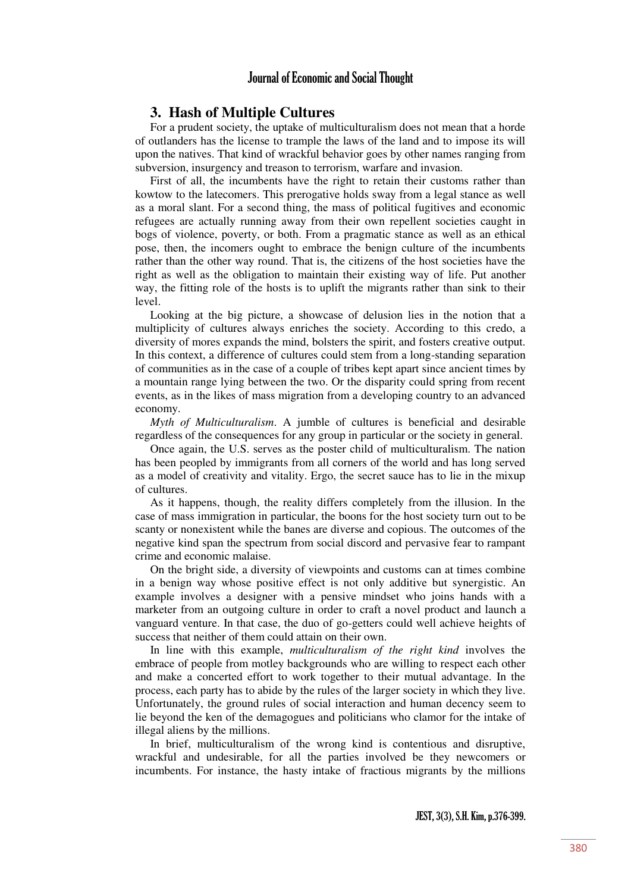## 3. Hash of Multiple Cultures

For a prudent society, the uptake of multiculturalism does not mean that a horde of outlanders has the license to trample the laws of the land and to impose its will upon the natives. That kind of wrackful behavior goes by other names ranging from subversion, insurgency and treason to terrorism, warfare and invasion.

First of all, the incumbents have the right to retain their customs rather than kowtow to the latecomers. This prerogative holds sway from a legal stance as well as a moral slant. For a second thing, the mass of political fugitives and economic refugees are actually running away from their own repellent societies caught in bogs of violence, poverty, or both. From a pragmatic stance as well as an ethical pose, then, the incomers ought to embrace the benign culture of the incumbents rather than the other way round. That is, the citizens of the host societies have the right as well as the obligation to maintain their existing way of life. Put another way, the fitting role of the hosts is to uplift the migrants rather than sink to their level.

Looking at the big picture, a showcase of delusion lies in the notion that a multiplicity of cultures always enriches the society. According to this credo, a diversity of mores expands the mind, bolsters the spirit, and fosters creative output. In this context, a difference of cultures could stem from a long-standing separation of communities as in the case of a couple of tribes kept apart since ancient times by a mountain range lying between the two. Or the disparity could spring from recent events, as in the likes of mass migration from a developing country to an advanced economy.

*Myth of Multiculturalism*. A jumble of cultures is beneficial and desirable regardless of the consequences for any group in particular or the society in general.

Once again, the U.S. serves as the poster child of multiculturalism. The nation has been peopled by immigrants from all corners of the world and has long served as a model of creativity and vitality. Ergo, the secret sauce has to lie in the mixup of cultures.

As it happens, though, the reality differs completely from the illusion. In the case of mass immigration in particular, the boons for the host society turn out to be scanty or nonexistent while the banes are diverse and copious. The outcomes of the negative kind span the spectrum from social discord and pervasive fear to rampant crime and economic malaise.

On the bright side, a diversity of viewpoints and customs can at times combine in a benign way whose positive effect is not only additive but synergistic. An example involves a designer with a pensive mindset who joins hands with a marketer from an outgoing culture in order to craft a novel product and launch a vanguard venture. In that case, the duo of go-getters could well achieve heights of success that neither of them could attain on their own.

In line with this example, *multiculturalism of the right kind* involves the embrace of people from motley backgrounds who are willing to respect each other and make a concerted effort to work together to their mutual advantage. In the process, each party has to abide by the rules of the larger society in which they live. Unfortunately, the ground rules of social interaction and human decency seem to lie beyond the ken of the demagogues and politicians who clamor for the intake of illegal aliens by the millions.

In brief, multiculturalism of the wrong kind is contentious and disruptive, wrackful and undesirable, for all the parties involved be they newcomers or incumbents. For instance, the hasty intake of fractious migrants by the millions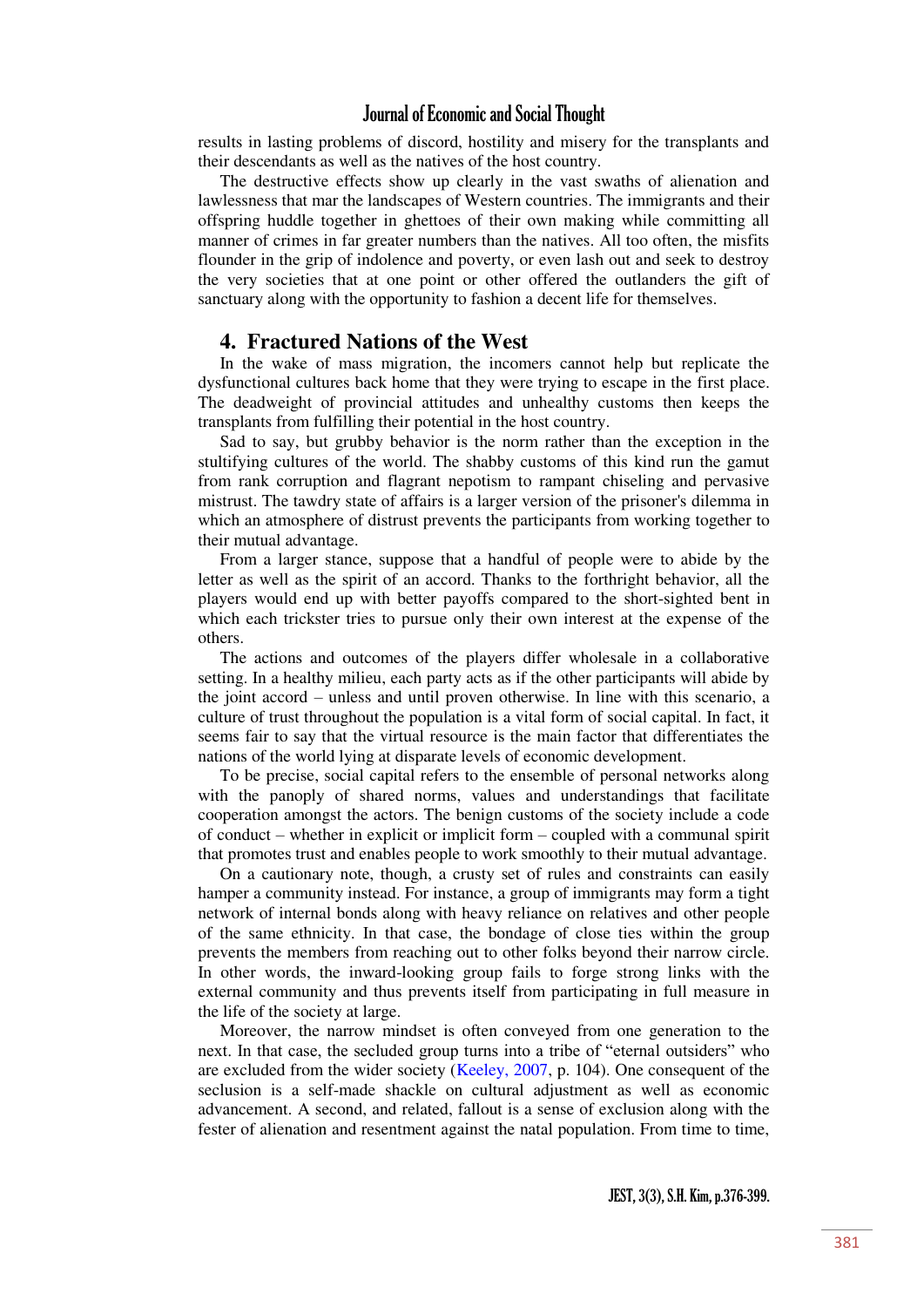results in lasting problems of discord, hostility and misery for the transplants and their descendants as well as the natives of the host country.

The destructive effects show up clearly in the vast swaths of alienation and lawlessness that mar the landscapes of Western countries. The immigrants and their offspring huddle together in ghettoes of their own making while committing all manner of crimes in far greater numbers than the natives. All too often, the misfits flounder in the grip of indolence and poverty, or even lash out and seek to destroy the very societies that at one point or other offered the outlanders the gift of sanctuary along with the opportunity to fashion a decent life for themselves.

## 4. Fractured Nations of the West

In the wake of mass migration, the incomers cannot help but replicate the dysfunctional cultures back home that they were trying to escape in the first place. The deadweight of provincial attitudes and unhealthy customs then keeps the transplants from fulfilling their potential in the host country.

Sad to say, but grubby behavior is the norm rather than the exception in the stultifying cultures of the world. The shabby customs of this kind run the gamut from rank corruption and flagrant nepotism to rampant chiseling and pervasive mistrust. The tawdry state of affairs is a larger version of the prisoner's dilemma in which an atmosphere of distrust prevents the participants from working together to their mutual advantage.

From a larger stance, suppose that a handful of people were to abide by the letter as well as the spirit of an accord. Thanks to the forthright behavior, all the players would end up with better payoffs compared to the short-sighted bent in which each trickster tries to pursue only their own interest at the expense of the others.

The actions and outcomes of the players differ wholesale in a collaborative setting. In a healthy milieu, each party acts as if the other participants will abide by the joint accord – unless and until proven otherwise. In line with this scenario, a culture of trust throughout the population is a vital form of social capital. In fact, it seems fair to say that the virtual resource is the main factor that differentiates the nations of the world lying at disparate levels of economic development.

To be precise, social capital refers to the ensemble of personal networks along with the panoply of shared norms, values and understandings that facilitate cooperation amongst the actors. The benign customs of the society include a code of conduct – whether in explicit or implicit form – coupled with a communal spirit that promotes trust and enables people to work smoothly to their mutual advantage.

On a cautionary note, though, a crusty set of rules and constraints can easily hamper a community instead. For instance, a group of immigrants may form a tight network of internal bonds along with heavy reliance on relatives and other people of the same ethnicity. In that case, the bondage of close ties within the group prevents the members from reaching out to other folks beyond their narrow circle. In other words, the inward-looking group fails to forge strong links with the external community and thus prevents itself from participating in full measure in the life of the society at large.

Moreover, the narrow mindset is often conveyed from one generation to the next. In that case, the secluded group turns into a tribe of "eternal outsiders" who are excluded from the wider society (Keeley, 2007, p. 104). One consequent of the seclusion is a self-made shackle on cultural adjustment as well as economic advancement. A second, and related, fallout is a sense of exclusion along with the fester of alienation and resentment against the natal population. From time to time,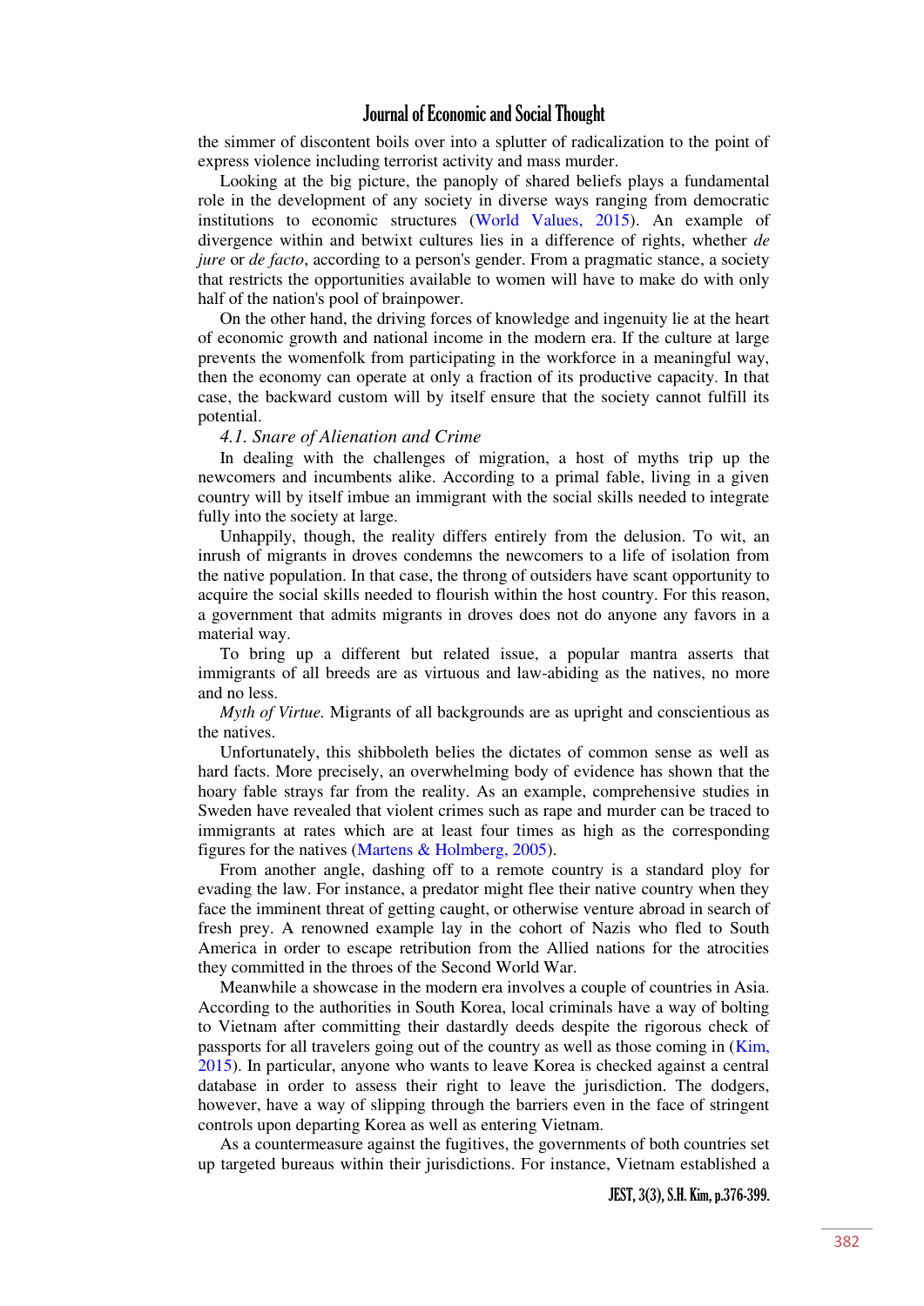the simmer of discontent boils over into a splutter of radicalization to the point of express violence including terrorist activity and mass murder.

Looking at the big picture, the panoply of shared beliefs plays a fundamental role in the development of any society in diverse ways ranging from democratic institutions to economic structures (World Values, 2015). An example of divergence within and betwixt cultures lies in a difference of rights, whether *de jure* or *de facto*, according to a person's gender. From a pragmatic stance, a society that restricts the opportunities available to women will have to make do with only half of the nation's pool of brainpower.

On the other hand, the driving forces of knowledge and ingenuity lie at the heart of economic growth and national income in the modern era. If the culture at large prevents the womenfolk from participating in the workforce in a meaningful way, then the economy can operate at only a fraction of its productive capacity. In that case, the backward custom will by itself ensure that the society cannot fulfill its potential.

### *4.1. Snare of Alienation and Crime*

In dealing with the challenges of migration, a host of myths trip up the newcomers and incumbents alike. According to a primal fable, living in a given country will by itself imbue an immigrant with the social skills needed to integrate fully into the society at large.

Unhappily, though, the reality differs entirely from the delusion. To wit, an inrush of migrants in droves condemns the newcomers to a life of isolation from the native population. In that case, the throng of outsiders have scant opportunity to acquire the social skills needed to flourish within the host country. For this reason, a government that admits migrants in droves does not do anyone any favors in a material way.

To bring up a different but related issue, a popular mantra asserts that immigrants of all breeds are as virtuous and law-abiding as the natives, no more and no less.

*Myth of Virtue.* Migrants of all backgrounds are as upright and conscientious as the natives.

Unfortunately, this shibboleth belies the dictates of common sense as well as hard facts. More precisely, an overwhelming body of evidence has shown that the hoary fable strays far from the reality. As an example, comprehensive studies in Sweden have revealed that violent crimes such as rape and murder can be traced to immigrants at rates which are at least four times as high as the corresponding figures for the natives (Martens & Holmberg, 2005).

From another angle, dashing off to a remote country is a standard ploy for evading the law. For instance, a predator might flee their native country when they face the imminent threat of getting caught, or otherwise venture abroad in search of fresh prey. A renowned example lay in the cohort of Nazis who fled to South America in order to escape retribution from the Allied nations for the atrocities they committed in the throes of the Second World War.

Meanwhile a showcase in the modern era involves a couple of countries in Asia. According to the authorities in South Korea, local criminals have a way of bolting to Vietnam after committing their dastardly deeds despite the rigorous check of passports for all travelers going out of the country as well as those coming in (Kim, 2015). In particular, anyone who wants to leave Korea is checked against a central database in order to assess their right to leave the jurisdiction. The dodgers, however, have a way of slipping through the barriers even in the face of stringent controls upon departing Korea as well as entering Vietnam.

As a countermeasure against the fugitives, the governments of both countries set up targeted bureaus within their jurisdictions. For instance, Vietnam established a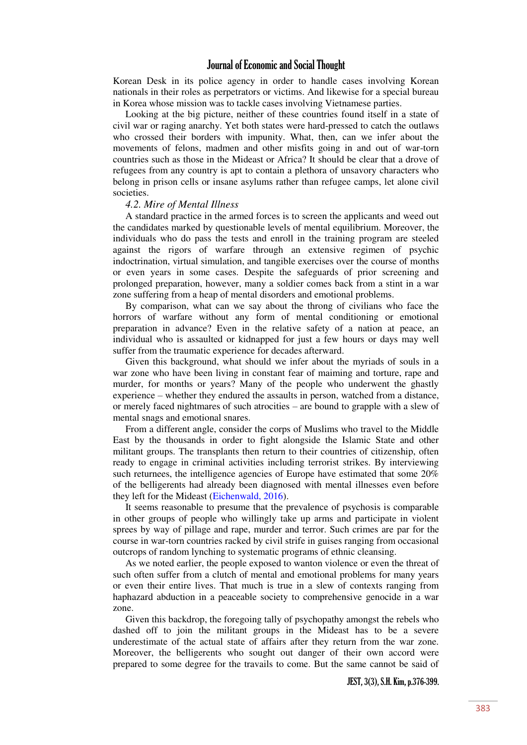Korean Desk in its police agency in order to handle cases involving Korean nationals in their roles as perpetrators or victims. And likewise for a special bureau in Korea whose mission was to tackle cases involving Vietnamese parties.

Looking at the big picture, neither of these countries found itself in a state of civil war or raging anarchy. Yet both states were hard-pressed to catch the outlaws who crossed their borders with impunity. What, then, can we infer about the movements of felons, madmen and other misfits going in and out of war-torn countries such as those in the Mideast or Africa? It should be clear that a drove of refugees from any country is apt to contain a plethora of unsavory characters who belong in prison cells or insane asylums rather than refugee camps, let alone civil societies.

### *4.2. Mire of Mental Illness*

A standard practice in the armed forces is to screen the applicants and weed out the candidates marked by questionable levels of mental equilibrium. Moreover, the individuals who do pass the tests and enroll in the training program are steeled against the rigors of warfare through an extensive regimen of psychic indoctrination, virtual simulation, and tangible exercises over the course of months or even years in some cases. Despite the safeguards of prior screening and prolonged preparation, however, many a soldier comes back from a stint in a war zone suffering from a heap of mental disorders and emotional problems.

By comparison, what can we say about the throng of civilians who face the horrors of warfare without any form of mental conditioning or emotional preparation in advance? Even in the relative safety of a nation at peace, an individual who is assaulted or kidnapped for just a few hours or days may well suffer from the traumatic experience for decades afterward.

Given this background, what should we infer about the myriads of souls in a war zone who have been living in constant fear of maiming and torture, rape and murder, for months or years? Many of the people who underwent the ghastly experience – whether they endured the assaults in person, watched from a distance, or merely faced nightmares of such atrocities – are bound to grapple with a slew of mental snags and emotional snares.

From a different angle, consider the corps of Muslims who travel to the Middle East by the thousands in order to fight alongside the Islamic State and other militant groups. The transplants then return to their countries of citizenship, often ready to engage in criminal activities including terrorist strikes. By interviewing such returnees, the intelligence agencies of Europe have estimated that some 20% of the belligerents had already been diagnosed with mental illnesses even before they left for the Mideast (Eichenwald, 2016).

It seems reasonable to presume that the prevalence of psychosis is comparable in other groups of people who willingly take up arms and participate in violent sprees by way of pillage and rape, murder and terror. Such crimes are par for the course in war-torn countries racked by civil strife in guises ranging from occasional outcrops of random lynching to systematic programs of ethnic cleansing.

As we noted earlier, the people exposed to wanton violence or even the threat of such often suffer from a clutch of mental and emotional problems for many years or even their entire lives. That much is true in a slew of contexts ranging from haphazard abduction in a peaceable society to comprehensive genocide in a war zone.

Given this backdrop, the foregoing tally of psychopathy amongst the rebels who dashed off to join the militant groups in the Mideast has to be a severe underestimate of the actual state of affairs after they return from the war zone. Moreover, the belligerents who sought out danger of their own accord were prepared to some degree for the travails to come. But the same cannot be said of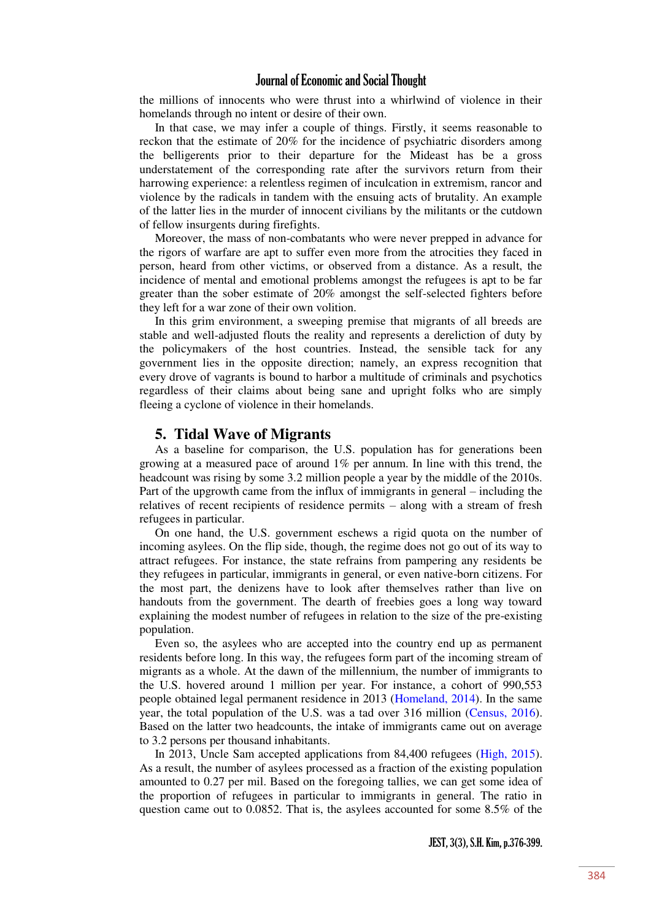the millions of innocents who were thrust into a whirlwind of violence in their homelands through no intent or desire of their own.

In that case, we may infer a couple of things. Firstly, it seems reasonable to reckon that the estimate of 20% for the incidence of psychiatric disorders among the belligerents prior to their departure for the Mideast has be a gross understatement of the corresponding rate after the survivors return from their harrowing experience: a relentless regimen of inculcation in extremism, rancor and violence by the radicals in tandem with the ensuing acts of brutality. An example of the latter lies in the murder of innocent civilians by the militants or the cutdown of fellow insurgents during firefights.

Moreover, the mass of non-combatants who were never prepped in advance for the rigors of warfare are apt to suffer even more from the atrocities they faced in person, heard from other victims, or observed from a distance. As a result, the incidence of mental and emotional problems amongst the refugees is apt to be far greater than the sober estimate of 20% amongst the self-selected fighters before they left for a war zone of their own volition.

In this grim environment, a sweeping premise that migrants of all breeds are stable and well-adjusted flouts the reality and represents a dereliction of duty by the policymakers of the host countries. Instead, the sensible tack for any government lies in the opposite direction; namely, an express recognition that every drove of vagrants is bound to harbor a multitude of criminals and psychotics regardless of their claims about being sane and upright folks who are simply fleeing a cyclone of violence in their homelands.

## 5. Tidal Wave of Migrants

As a baseline for comparison, the U.S. population has for generations been growing at a measured pace of around 1% per annum. In line with this trend, the headcount was rising by some 3.2 million people a year by the middle of the 2010s. Part of the upgrowth came from the influx of immigrants in general – including the relatives of recent recipients of residence permits – along with a stream of fresh refugees in particular.

On one hand, the U.S. government eschews a rigid quota on the number of incoming asylees. On the flip side, though, the regime does not go out of its way to attract refugees. For instance, the state refrains from pampering any residents be they refugees in particular, immigrants in general, or even native-born citizens. For the most part, the denizens have to look after themselves rather than live on handouts from the government. The dearth of freebies goes a long way toward explaining the modest number of refugees in relation to the size of the pre-existing population.

Even so, the asylees who are accepted into the country end up as permanent residents before long. In this way, the refugees form part of the incoming stream of migrants as a whole. At the dawn of the millennium, the number of immigrants to the U.S. hovered around 1 million per year. For instance, a cohort of 990,553 people obtained legal permanent residence in 2013 (Homeland, 2014). In the same year, the total population of the U.S. was a tad over 316 million (Census, 2016). Based on the latter two headcounts, the intake of immigrants came out on average to 3.2 persons per thousand inhabitants.

In 2013, Uncle Sam accepted applications from 84,400 refugees (High, 2015). As a result, the number of asylees processed as a fraction of the existing population amounted to 0.27 per mil. Based on the foregoing tallies, we can get some idea of the proportion of refugees in particular to immigrants in general. The ratio in question came out to 0.0852. That is, the asylees accounted for some 8.5% of the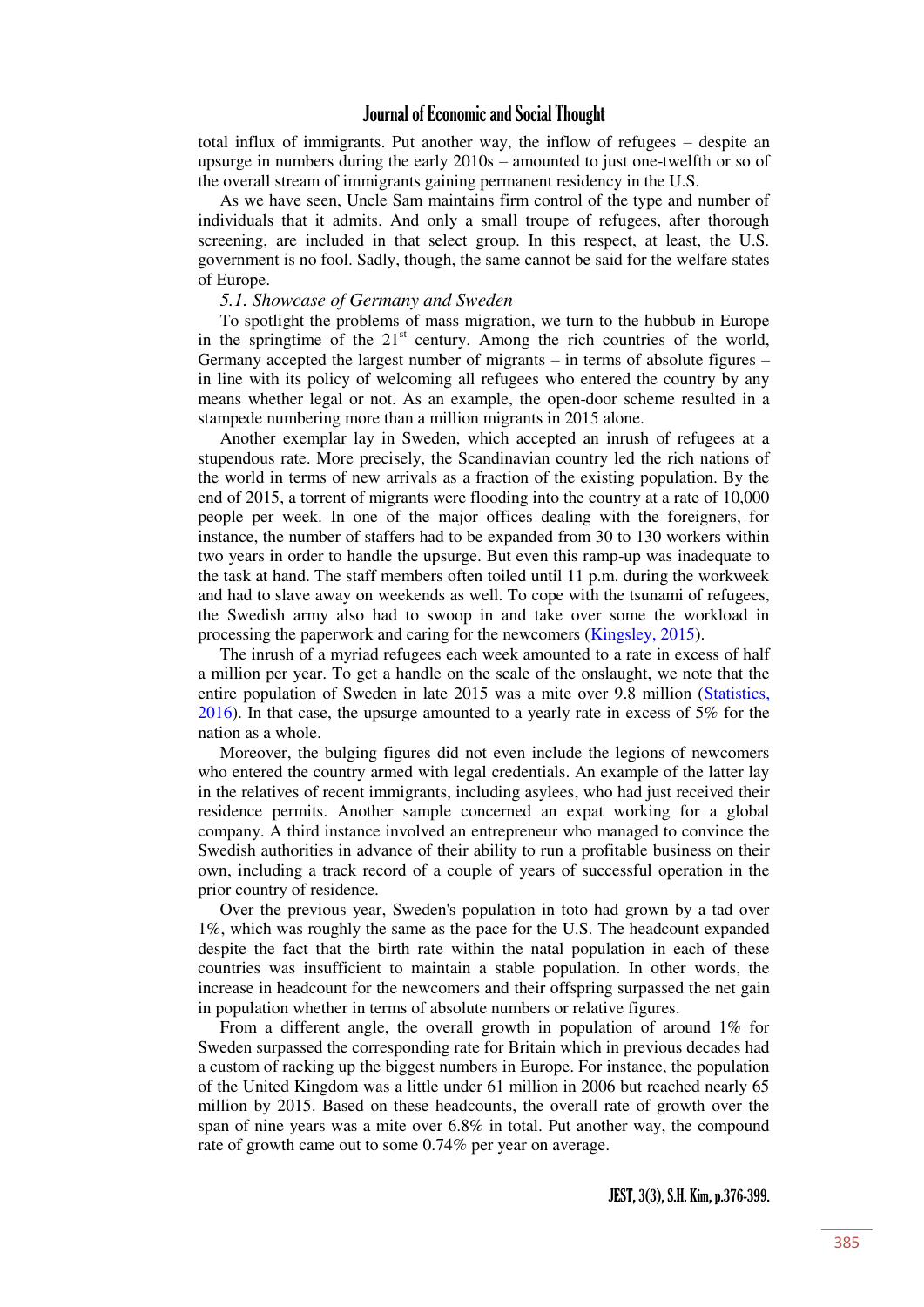total influx of immigrants. Put another way, the inflow of refugees – despite an upsurge in numbers during the early 2010s – amounted to just one-twelfth or so of the overall stream of immigrants gaining permanent residency in the U.S.

As we have seen, Uncle Sam maintains firm control of the type and number of individuals that it admits. And only a small troupe of refugees, after thorough screening, are included in that select group. In this respect, at least, the U.S. government is no fool. Sadly, though, the same cannot be said for the welfare states of Europe.

### *5.1. Showcase of Germany and Sweden*

To spotlight the problems of mass migration, we turn to the hubbub in Europe in the springtime of the 21st century. Among the rich countries of the world, Germany accepted the largest number of migrants – in terms of absolute figures – in line with its policy of welcoming all refugees who entered the country by any means whether legal or not. As an example, the open-door scheme resulted in a stampede numbering more than a million migrants in 2015 alone.

Another exemplar lay in Sweden, which accepted an inrush of refugees at a stupendous rate. More precisely, the Scandinavian country led the rich nations of the world in terms of new arrivals as a fraction of the existing population. By the end of 2015, a torrent of migrants were flooding into the country at a rate of 10,000 people per week. In one of the major offices dealing with the foreigners, for instance, the number of staffers had to be expanded from 30 to 130 workers within two years in order to handle the upsurge. But even this ramp-up was inadequate to the task at hand. The staff members often toiled until 11 p.m. during the workweek and had to slave away on weekends as well. To cope with the tsunami of refugees, the Swedish army also had to swoop in and take over some the workload in processing the paperwork and caring for the newcomers (Kingsley, 2015).

The inrush of a myriad refugees each week amounted to a rate in excess of half a million per year. To get a handle on the scale of the onslaught, we note that the entire population of Sweden in late 2015 was a mite over 9.8 million (Statistics, 2016). In that case, the upsurge amounted to a yearly rate in excess of 5% for the nation as a whole.

Moreover, the bulging figures did not even include the legions of newcomers who entered the country armed with legal credentials. An example of the latter lay in the relatives of recent immigrants, including asylees, who had just received their residence permits. Another sample concerned an expat working for a global company. A third instance involved an entrepreneur who managed to convince the Swedish authorities in advance of their ability to run a profitable business on their own, including a track record of a couple of years of successful operation in the prior country of residence.

Over the previous year, Sweden's population in toto had grown by a tad over 1%, which was roughly the same as the pace for the U.S. The headcount expanded despite the fact that the birth rate within the natal population in each of these countries was insufficient to maintain a stable population. In other words, the increase in headcount for the newcomers and their offspring surpassed the net gain in population whether in terms of absolute numbers or relative figures.

From a different angle, the overall growth in population of around 1% for Sweden surpassed the corresponding rate for Britain which in previous decades had a custom of racking up the biggest numbers in Europe. For instance, the population of the United Kingdom was a little under 61 million in 2006 but reached nearly 65 million by 2015. Based on these headcounts, the overall rate of growth over the span of nine years was a mite over 6.8% in total. Put another way, the compound rate of growth came out to some 0.74% per year on average.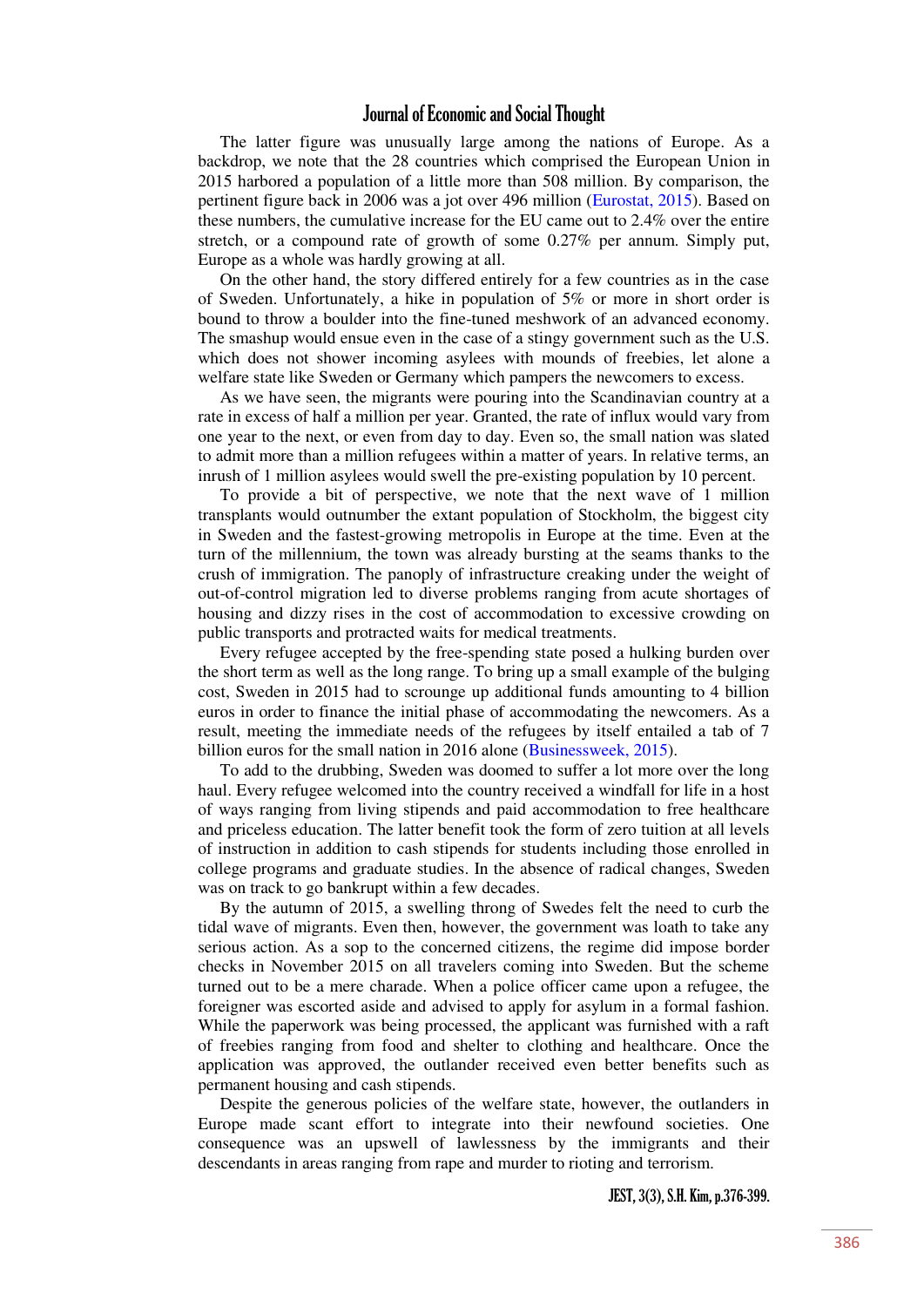The latter figure was unusually large among the nations of Europe. As a backdrop, we note that the 28 countries which comprised the European Union in 2015 harbored a population of a little more than 508 million. By comparison, the pertinent figure back in 2006 was a jot over 496 million (Eurostat, 2015). Based on these numbers, the cumulative increase for the EU came out to 2.4% over the entire stretch, or a compound rate of growth of some 0.27% per annum. Simply put, Europe as a whole was hardly growing at all.

On the other hand, the story differed entirely for a few countries as in the case of Sweden. Unfortunately, a hike in population of 5% or more in short order is bound to throw a boulder into the fine-tuned meshwork of an advanced economy. The smashup would ensue even in the case of a stingy government such as the U.S. which does not shower incoming asylees with mounds of freebies, let alone a welfare state like Sweden or Germany which pampers the newcomers to excess.

As we have seen, the migrants were pouring into the Scandinavian country at a rate in excess of half a million per year. Granted, the rate of influx would vary from one year to the next, or even from day to day. Even so, the small nation was slated to admit more than a million refugees within a matter of years. In relative terms, an inrush of 1 million asylees would swell the pre-existing population by 10 percent.

To provide a bit of perspective, we note that the next wave of 1 million transplants would outnumber the extant population of Stockholm, the biggest city in Sweden and the fastest-growing metropolis in Europe at the time. Even at the turn of the millennium, the town was already bursting at the seams thanks to the crush of immigration. The panoply of infrastructure creaking under the weight of out-of-control migration led to diverse problems ranging from acute shortages of housing and dizzy rises in the cost of accommodation to excessive crowding on public transports and protracted waits for medical treatments.

Every refugee accepted by the free-spending state posed a hulking burden over the short term as well as the long range. To bring up a small example of the bulging cost, Sweden in 2015 had to scrounge up additional funds amounting to 4 billion euros in order to finance the initial phase of accommodating the newcomers. As a result, meeting the immediate needs of the refugees by itself entailed a tab of 7 billion euros for the small nation in 2016 alone (Businessweek, 2015).

To add to the drubbing, Sweden was doomed to suffer a lot more over the long haul. Every refugee welcomed into the country received a windfall for life in a host of ways ranging from living stipends and paid accommodation to free healthcare and priceless education. The latter benefit took the form of zero tuition at all levels of instruction in addition to cash stipends for students including those enrolled in college programs and graduate studies. In the absence of radical changes, Sweden was on track to go bankrupt within a few decades.

By the autumn of 2015, a swelling throng of Swedes felt the need to curb the tidal wave of migrants. Even then, however, the government was loath to take any serious action. As a sop to the concerned citizens, the regime did impose border checks in November 2015 on all travelers coming into Sweden. But the scheme turned out to be a mere charade. When a police officer came upon a refugee, the foreigner was escorted aside and advised to apply for asylum in a formal fashion. While the paperwork was being processed, the applicant was furnished with a raft of freebies ranging from food and shelter to clothing and healthcare. Once the application was approved, the outlander received even better benefits such as permanent housing and cash stipends.

Despite the generous policies of the welfare state, however, the outlanders in Europe made scant effort to integrate into their newfound societies. One consequence was an upswell of lawlessness by the immigrants and their descendants in areas ranging from rape and murder to rioting and terrorism.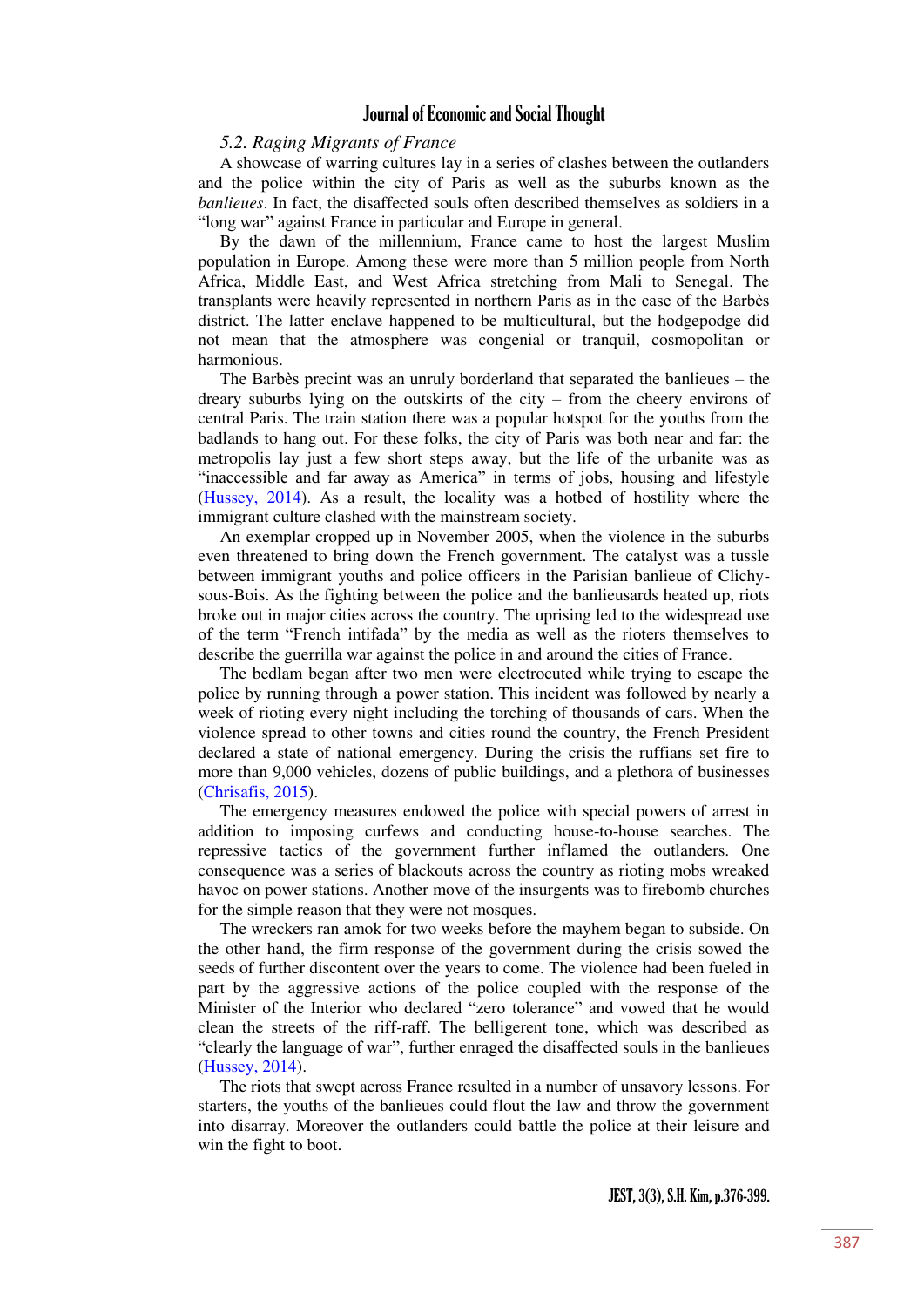*5.2. Raging Migrants of France*

A showcase of warring cultures lay in a series of clashes between the outlanders and the police within the city of Paris as well as the suburbs known as the *banlieues*. In fact, the disaffected souls often described themselves as soldiers in a "long war" against France in particular and Europe in general.

By the dawn of the millennium, France came to host the largest Muslim population in Europe. Among these were more than 5 million people from North Africa, Middle East, and West Africa stretching from Mali to Senegal. The transplants were heavily represented in northern Paris as in the case of the Barbès district. The latter enclave happened to be multicultural, but the hodgepodge did not mean that the atmosphere was congenial or tranquil, cosmopolitan or harmonious.

The Barbès precint was an unruly borderland that separated the banlieues – the dreary suburbs lying on the outskirts of the city – from the cheery environs of central Paris. The train station there was a popular hotspot for the youths from the badlands to hang out. For these folks, the city of Paris was both near and far: the metropolis lay just a few short steps away, but the life of the urbanite was as "inaccessible and far away as America" in terms of jobs, housing and lifestyle (Hussey, 2014). As a result, the locality was a hotbed of hostility where the immigrant culture clashed with the mainstream society.

An exemplar cropped up in November 2005, when the violence in the suburbs even threatened to bring down the French government. The catalyst was a tussle between immigrant youths and police officers in the Parisian banlieue of Clichy-sous-Bois. As the fighting between the police and the banlieusards heated up, riots broke out in major cities across the country. The uprising led to the widespread use of the term "French intifada" by the media as well as the rioters themselves to describe the guerrilla war against the police in and around the cities of France.

The bedlam began after two men were electrocuted while trying to escape the police by running through a power station. This incident was followed by nearly a week of rioting every night including the torching of thousands of cars. When the violence spread to other towns and cities round the country, the French President declared a state of national emergency. During the crisis the ruffians set fire to more than 9,000 vehicles, dozens of public buildings, and a plethora of businesses (Chrisafis, 2015).

The emergency measures endowed the police with special powers of arrest in addition to imposing curfews and conducting house-to-house searches. The repressive tactics of the government further inflamed the outlanders. One consequence was a series of blackouts across the country as rioting mobs wreaked havoc on power stations. Another move of the insurgents was to firebomb churches for the simple reason that they were not mosques.

The wreckers ran amok for two weeks before the mayhem began to subside. On the other hand, the firm response of the government during the crisis sowed the seeds of further discontent over the years to come. The violence had been fueled in part by the aggressive actions of the police coupled with the response of the Minister of the Interior who declared "zero tolerance" and vowed that he would clean the streets of the riff-raff. The belligerent tone, which was described as "clearly the language of war", further enraged the disaffected souls in the banlieues (Hussey, 2014).

The riots that swept across France resulted in a number of unsavory lessons. For starters, the youths of the banlieues could flout the law and throw the government into disarray. Moreover the outlanders could battle the police at their leisure and win the fight to boot.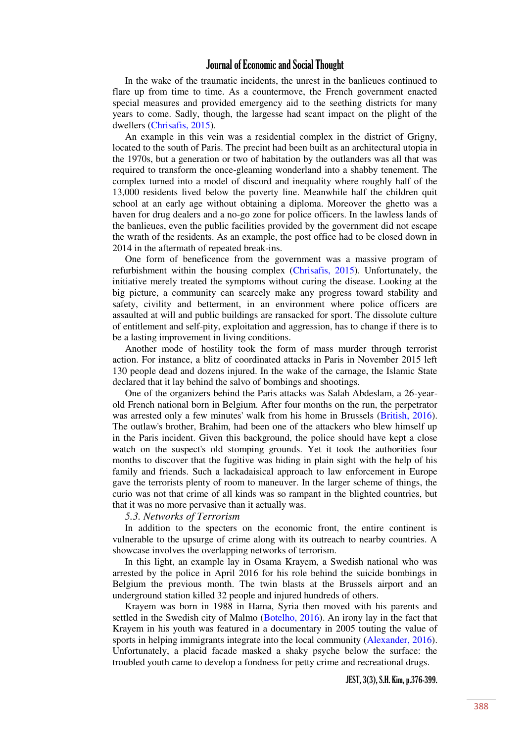In the wake of the traumatic incidents, the unrest in the banlieues continued to flare up from time to time. As a countermove, the French government enacted special measures and provided emergency aid to the seething districts for many years to come. Sadly, though, the largesse had scant impact on the plight of the dwellers (Chrisafis, 2015).

An example in this vein was a residential complex in the district of Grigny, located to the south of Paris. The precint had been built as an architectural utopia in the 1970s, but a generation or two of habitation by the outlanders was all that was required to transform the once-gleaming wonderland into a shabby tenement. The complex turned into a model of discord and inequality where roughly half of the 13,000 residents lived below the poverty line. Meanwhile half the children quit school at an early age without obtaining a diploma. Moreover the ghetto was a haven for drug dealers and a no-go zone for police officers. In the lawless lands of the banlieues, even the public facilities provided by the government did not escape the wrath of the residents. As an example, the post office had to be closed down in 2014 in the aftermath of repeated break-ins.

One form of beneficence from the government was a massive program of refurbishment within the housing complex (Chrisafis, 2015). Unfortunately, the initiative merely treated the symptoms without curing the disease. Looking at the big picture, a community can scarcely make any progress toward stability and safety, civility and betterment, in an environment where police officers are assaulted at will and public buildings are ransacked for sport. The dissolute culture of entitlement and self-pity, exploitation and aggression, has to change if there is to be a lasting improvement in living conditions.

Another mode of hostility took the form of mass murder through terrorist action. For instance, a blitz of coordinated attacks in Paris in November 2015 left 130 people dead and dozens injured. In the wake of the carnage, the Islamic State declared that it lay behind the salvo of bombings and shootings.

One of the organizers behind the Paris attacks was Salah Abdeslam, a 26-year-old French national born in Belgium. After four months on the run, the perpetrator was arrested only a few minutes' walk from his home in Brussels (British, 2016). The outlaw's brother, Brahim, had been one of the attackers who blew himself up in the Paris incident. Given this background, the police should have kept a close watch on the suspect's old stomping grounds. Yet it took the authorities four months to discover that the fugitive was hiding in plain sight with the help of his family and friends. Such a lackadaisical approach to law enforcement in Europe gave the terrorists plenty of room to maneuver. In the larger scheme of things, the curio was not that crime of all kinds was so rampant in the blighted countries, but that it was no more pervasive than it actually was.

### *5.3. Networks of Terrorism*

In addition to the specters on the economic front, the entire continent is vulnerable to the upsurge of crime along with its outreach to nearby countries. A showcase involves the overlapping networks of terrorism.

In this light, an example lay in Osama Krayem, a Swedish national who was arrested by the police in April 2016 for his role behind the suicide bombings in Belgium the previous month. The twin blasts at the Brussels airport and an underground station killed 32 people and injured hundreds of others.

Krayem was born in 1988 in Hama, Syria then moved with his parents and settled in the Swedish city of Malmo (Botelho, 2016). An irony lay in the fact that Krayem in his youth was featured in a documentary in 2005 touting the value of sports in helping immigrants integrate into the local community (Alexander, 2016). Unfortunately, a placid facade masked a shaky psyche below the surface: the troubled youth came to develop a fondness for petty crime and recreational drugs.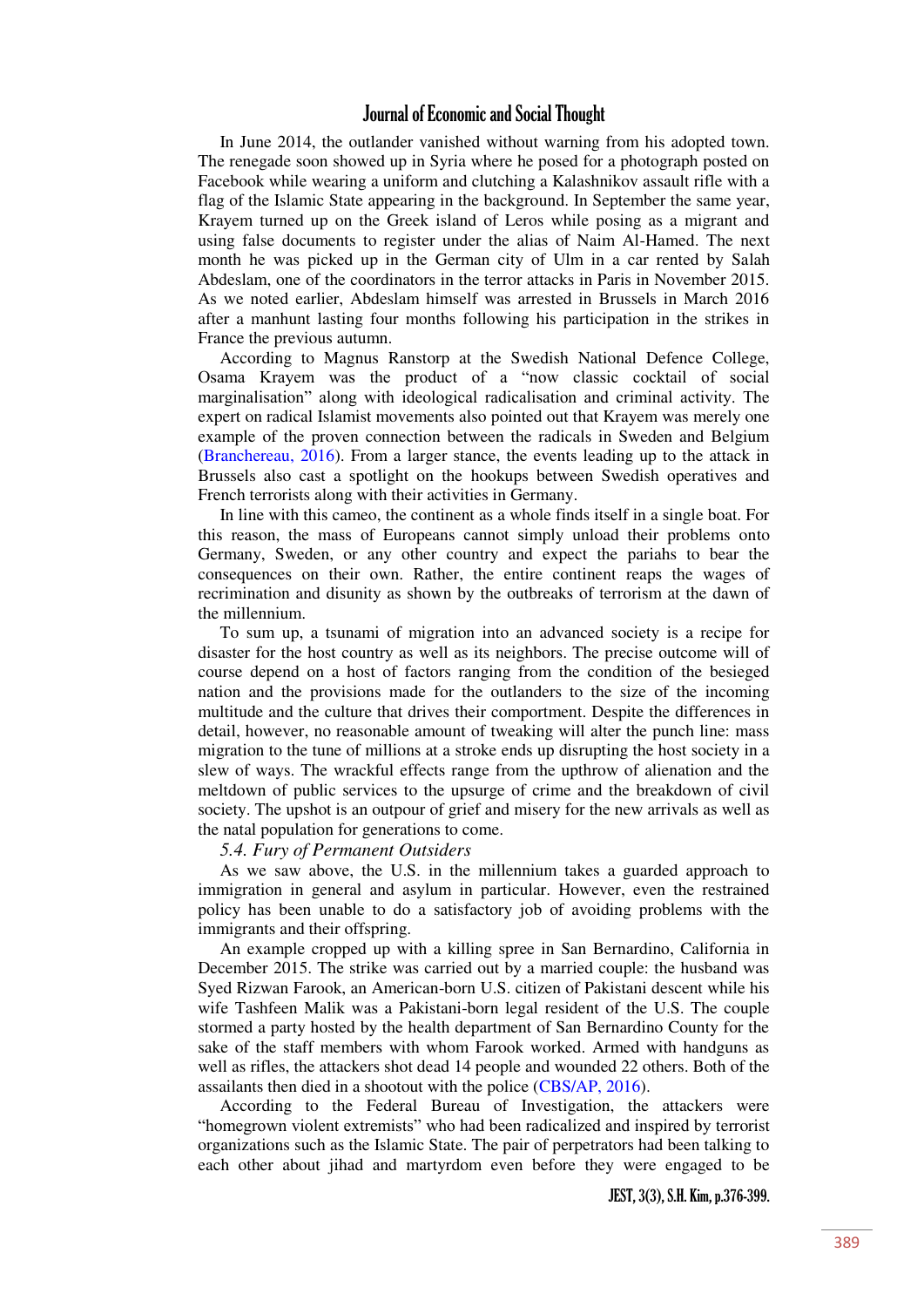In June 2014, the outlander vanished without warning from his adopted town. The renegade soon showed up in Syria where he posed for a photograph posted on Facebook while wearing a uniform and clutching a Kalashnikov assault rifle with a flag of the Islamic State appearing in the background. In September the same year, Krayem turned up on the Greek island of Leros while posing as a migrant and using false documents to register under the alias of Naim Al-Hamed. The next month he was picked up in the German city of Ulm in a car rented by Salah Abdeslam, one of the coordinators in the terror attacks in Paris in November 2015. As we noted earlier, Abdeslam himself was arrested in Brussels in March 2016 after a manhunt lasting four months following his participation in the strikes in France the previous autumn.

According to Magnus Ranstorp at the Swedish National Defence College, Osama Krayem was the product of a "now classic cocktail of social marginalisation" along with ideological radicalisation and criminal activity. The expert on radical Islamist movements also pointed out that Krayem was merely one example of the proven connection between the radicals in Sweden and Belgium (Branchereau, 2016). From a larger stance, the events leading up to the attack in Brussels also cast a spotlight on the hookups between Swedish operatives and French terrorists along with their activities in Germany.

In line with this cameo, the continent as a whole finds itself in a single boat. For this reason, the mass of Europeans cannot simply unload their problems onto Germany, Sweden, or any other country and expect the pariahs to bear the consequences on their own. Rather, the entire continent reaps the wages of recrimination and disunity as shown by the outbreaks of terrorism at the dawn of the millennium.

To sum up, a tsunami of migration into an advanced society is a recipe for disaster for the host country as well as its neighbors. The precise outcome will of course depend on a host of factors ranging from the condition of the besieged nation and the provisions made for the outlanders to the size of the incoming multitude and the culture that drives their comportment. Despite the differences in detail, however, no reasonable amount of tweaking will alter the punch line: mass migration to the tune of millions at a stroke ends up disrupting the host society in a slew of ways. The wrackful effects range from the upthrow of alienation and the meltdown of public services to the upsurge of crime and the breakdown of civil society. The upshot is an outpour of grief and misery for the new arrivals as well as the natal population for generations to come.

*5.4. Fury of Permanent Outsiders*

As we saw above, the U.S. in the millennium takes a guarded approach to immigration in general and asylum in particular. However, even the restrained policy has been unable to do a satisfactory job of avoiding problems with the immigrants and their offspring.

An example cropped up with a killing spree in San Bernardino, California in December 2015. The strike was carried out by a married couple: the husband was Syed Rizwan Farook, an American-born U.S. citizen of Pakistani descent while his wife Tashfeen Malik was a Pakistani-born legal resident of the U.S. The couple stormed a party hosted by the health department of San Bernardino County for the sake of the staff members with whom Farook worked. Armed with handguns as well as rifles, the attackers shot dead 14 people and wounded 22 others. Both of the assailants then died in a shootout with the police (CBS/AP, 2016).

According to the Federal Bureau of Investigation, the attackers were "homegrown violent extremists" who had been radicalized and inspired by terrorist organizations such as the Islamic State. The pair of perpetrators had been talking to each other about jihad and martyrdom even before they were engaged to be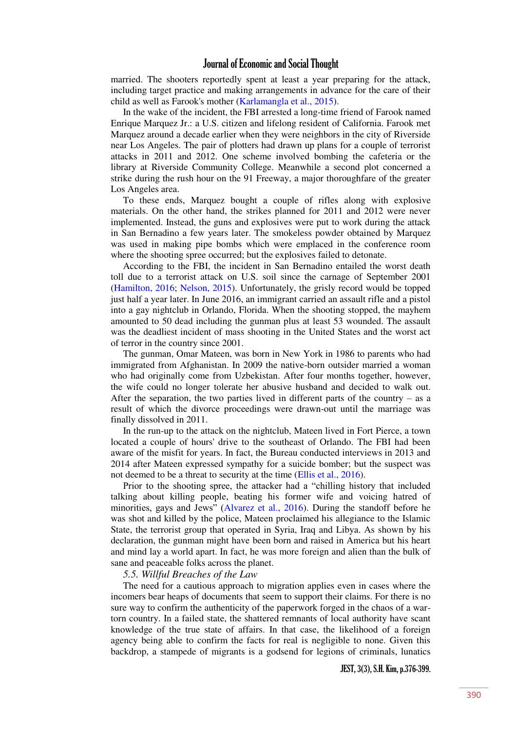married. The shooters reportedly spent at least a year preparing for the attack, including target practice and making arrangements in advance for the care of their child as well as Farook's mother (Karlamangla et al., 2015).

In the wake of the incident, the FBI arrested a long-time friend of Farook named Enrique Marquez Jr.: a U.S. citizen and lifelong resident of California. Farook met Marquez around a decade earlier when they were neighbors in the city of Riverside near Los Angeles. The pair of plotters had drawn up plans for a couple of terrorist attacks in 2011 and 2012. One scheme involved bombing the cafeteria or the library at Riverside Community College. Meanwhile a second plot concerned a strike during the rush hour on the 91 Freeway, a major thoroughfare of the greater Los Angeles area.

To these ends, Marquez bought a couple of rifles along with explosive materials. On the other hand, the strikes planned for 2011 and 2012 were never implemented. Instead, the guns and explosives were put to work during the attack in San Bernadino a few years later. The smokeless powder obtained by Marquez was used in making pipe bombs which were emplaced in the conference room where the shooting spree occurred; but the explosives failed to detonate.

According to the FBI, the incident in San Bernadino entailed the worst death toll due to a terrorist attack on U.S. soil since the carnage of September 2001 (Hamilton, 2016; Nelson, 2015). Unfortunately, the grisly record would be topped just half a year later. In June 2016, an immigrant carried an assault rifle and a pistol into a gay nightclub in Orlando, Florida. When the shooting stopped, the mayhem amounted to 50 dead including the gunman plus at least 53 wounded. The assault was the deadliest incident of mass shooting in the United States and the worst act of terror in the country since 2001.

The gunman, Omar Mateen, was born in New York in 1986 to parents who had immigrated from Afghanistan. In 2009 the native-born outsider married a woman who had originally come from Uzbekistan. After four months together, however, the wife could no longer tolerate her abusive husband and decided to walk out. After the separation, the two parties lived in different parts of the country – as a result of which the divorce proceedings were drawn-out until the marriage was finally dissolved in 2011.

In the run-up to the attack on the nightclub, Mateen lived in Fort Pierce, a town located a couple of hours' drive to the southeast of Orlando. The FBI had been aware of the misfit for years. In fact, the Bureau conducted interviews in 2013 and 2014 after Mateen expressed sympathy for a suicide bomber; but the suspect was not deemed to be a threat to security at the time (Ellis et al., 2016).

Prior to the shooting spree, the attacker had a "chilling history that included talking about killing people, beating his former wife and voicing hatred of minorities, gays and Jews" (Alvarez et al., 2016). During the standoff before he was shot and killed by the police, Mateen proclaimed his allegiance to the Islamic State, the terrorist group that operated in Syria, Iraq and Libya. As shown by his declaration, the gunman might have been born and raised in America but his heart and mind lay a world apart. In fact, he was more foreign and alien than the bulk of sane and peaceable folks across the planet.

### *5.5. Willful Breaches of the Law*

The need for a cautious approach to migration applies even in cases where the incomers bear heaps of documents that seem to support their claims. For there is no sure way to confirm the authenticity of the paperwork forged in the chaos of a war-torn country. In a failed state, the shattered remnants of local authority have scant knowledge of the true state of affairs. In that case, the likelihood of a foreign agency being able to confirm the facts for real is negligible to none. Given this backdrop, a stampede of migrants is a godsend for legions of criminals, lunatics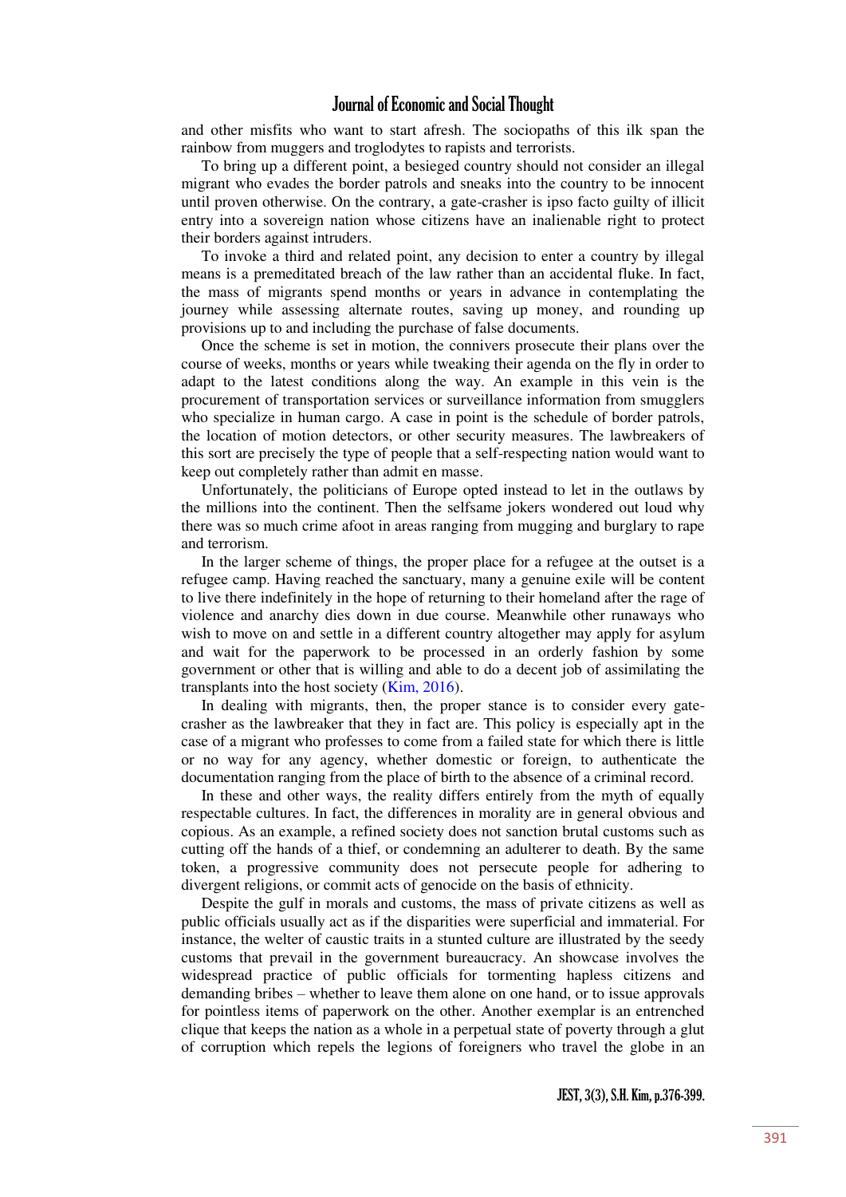and other misfits who want to start afresh. The sociopaths of this ilk span the rainbow from muggers and troglodytes to rapists and terrorists.

To bring up a different point, a besieged country should not consider an illegal migrant who evades the border patrols and sneaks into the country to be innocent until proven otherwise. On the contrary, a gate-crasher is ipso facto guilty of illicit entry into a sovereign nation whose citizens have an inalienable right to protect their borders against intruders.

To invoke a third and related point, any decision to enter a country by illegal means is a premeditated breach of the law rather than an accidental fluke. In fact, the mass of migrants spend months or years in advance in contemplating the journey while assessing alternate routes, saving up money, and rounding up provisions up to and including the purchase of false documents.

Once the scheme is set in motion, the connivers prosecute their plans over the course of weeks, months or years while tweaking their agenda on the fly in order to adapt to the latest conditions along the way. An example in this vein is the procurement of transportation services or surveillance information from smugglers who specialize in human cargo. A case in point is the schedule of border patrols, the location of motion detectors, or other security measures. The lawbreakers of this sort are precisely the type of people that a self-respecting nation would want to keep out completely rather than admit en masse.

Unfortunately, the politicians of Europe opted instead to let in the outlaws by the millions into the continent. Then the selfsame jokers wondered out loud why there was so much crime afoot in areas ranging from mugging and burglary to rape and terrorism.

In the larger scheme of things, the proper place for a refugee at the outset is a refugee camp. Having reached the sanctuary, many a genuine exile will be content to live there indefinitely in the hope of returning to their homeland after the rage of violence and anarchy dies down in due course. Meanwhile other runaways who wish to move on and settle in a different country altogether may apply for asylum and wait for the paperwork to be processed in an orderly fashion by some government or other that is willing and able to do a decent job of assimilating the transplants into the host society (Kim, 2016).

In dealing with migrants, then, the proper stance is to consider every gate-crasher as the lawbreaker that they in fact are. This policy is especially apt in the case of a migrant who professes to come from a failed state for which there is little or no way for any agency, whether domestic or foreign, to authenticate the documentation ranging from the place of birth to the absence of a criminal record.

In these and other ways, the reality differs entirely from the myth of equally respectable cultures. In fact, the differences in morality are in general obvious and copious. As an example, a refined society does not sanction brutal customs such as cutting off the hands of a thief, or condemning an adulterer to death. By the same token, a progressive community does not persecute people for adhering to divergent religions, or commit acts of genocide on the basis of ethnicity.

Despite the gulf in morals and customs, the mass of private citizens as well as public officials usually act as if the disparities were superficial and immaterial. For instance, the welter of caustic traits in a stunted culture are illustrated by the seedy customs that prevail in the government bureaucracy. An showcase involves the widespread practice of public officials for tormenting hapless citizens and demanding bribes – whether to leave them alone on one hand, or to issue approvals for pointless items of paperwork on the other. Another exemplar is an entrenched clique that keeps the nation as a whole in a perpetual state of poverty through a glut of corruption which repels the legions of foreigners who travel the globe in an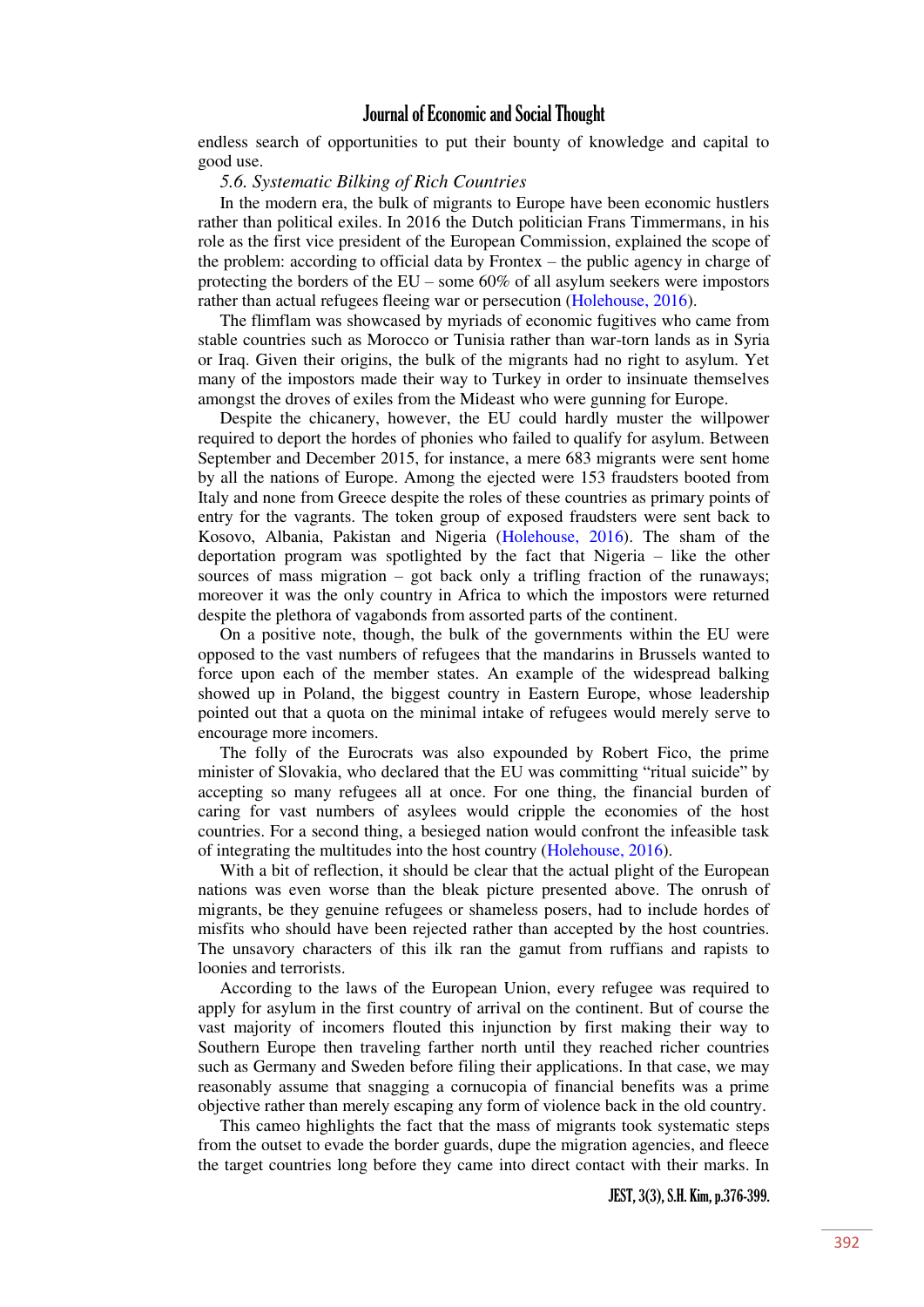endless search of opportunities to put their bounty of knowledge and capital to good use.

### *5.6. Systematic Bilking of Rich Countries*

In the modern era, the bulk of migrants to Europe have been economic hustlers rather than political exiles. In 2016 the Dutch politician Frans Timmermans, in his role as the first vice president of the European Commission, explained the scope of the problem: according to official data by Frontex – the public agency in charge of protecting the borders of the EU – some 60% of all asylum seekers were impostors rather than actual refugees fleeing war or persecution (Holehouse, 2016).

The flimflam was showcased by myriads of economic fugitives who came from stable countries such as Morocco or Tunisia rather than war-torn lands as in Syria or Iraq. Given their origins, the bulk of the migrants had no right to asylum. Yet many of the impostors made their way to Turkey in order to insinuate themselves amongst the droves of exiles from the Mideast who were gunning for Europe.

Despite the chicanery, however, the EU could hardly muster the willpower required to deport the hordes of phonies who failed to qualify for asylum. Between September and December 2015, for instance, a mere 683 migrants were sent home by all the nations of Europe. Among the ejected were 153 fraudsters booted from Italy and none from Greece despite the roles of these countries as primary points of entry for the vagrants. The token group of exposed fraudsters were sent back to Kosovo, Albania, Pakistan and Nigeria (Holehouse, 2016). The sham of the deportation program was spotlighted by the fact that Nigeria – like the other sources of mass migration – got back only a trifling fraction of the runaways; moreover it was the only country in Africa to which the impostors were returned despite the plethora of vagabonds from assorted parts of the continent.

On a positive note, though, the bulk of the governments within the EU were opposed to the vast numbers of refugees that the mandarins in Brussels wanted to force upon each of the member states. An example of the widespread balking showed up in Poland, the biggest country in Eastern Europe, whose leadership pointed out that a quota on the minimal intake of refugees would merely serve to encourage more incomers.

The folly of the Eurocrats was also expounded by Robert Fico, the prime minister of Slovakia, who declared that the EU was committing "ritual suicide" by accepting so many refugees all at once. For one thing, the financial burden of caring for vast numbers of asylees would cripple the economies of the host countries. For a second thing, a besieged nation would confront the infeasible task of integrating the multitudes into the host country (Holehouse, 2016).

With a bit of reflection, it should be clear that the actual plight of the European nations was even worse than the bleak picture presented above. The onrush of migrants, be they genuine refugees or shameless posers, had to include hordes of misfits who should have been rejected rather than accepted by the host countries. The unsavory characters of this ilk ran the gamut from ruffians and rapists to loonies and terrorists.

According to the laws of the European Union, every refugee was required to apply for asylum in the first country of arrival on the continent. But of course the vast majority of incomers flouted this injunction by first making their way to Southern Europe then traveling farther north until they reached richer countries such as Germany and Sweden before filing their applications. In that case, we may reasonably assume that snagging a cornucopia of financial benefits was a prime objective rather than merely escaping any form of violence back in the old country.

This cameo highlights the fact that the mass of migrants took systematic steps from the outset to evade the border guards, dupe the migration agencies, and fleece the target countries long before they came into direct contact with their marks. In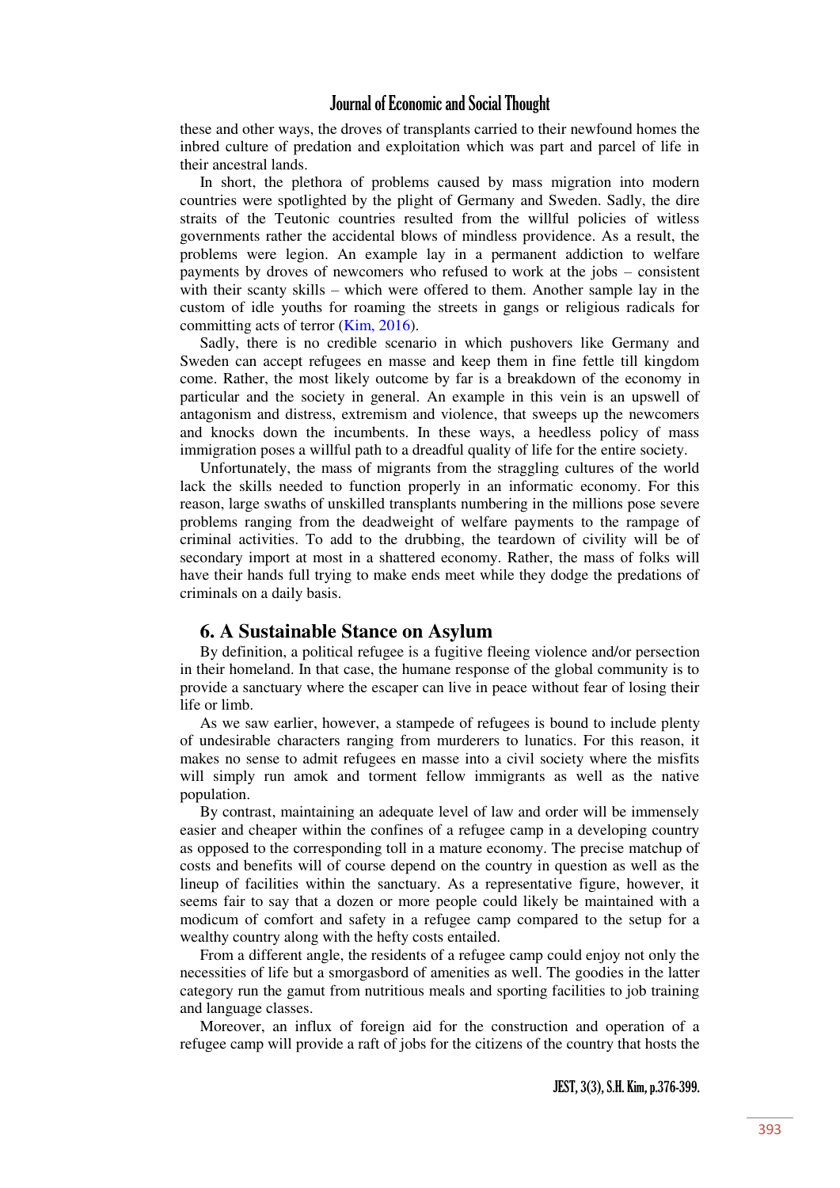these and other ways, the droves of transplants carried to their newfound homes the inbred culture of predation and exploitation which was part and parcel of life in their ancestral lands.

In short, the plethora of problems caused by mass migration into modern countries were spotlighted by the plight of Germany and Sweden. Sadly, the dire straits of the Teutonic countries resulted from the willful policies of witless governments rather the accidental blows of mindless providence. As a result, the problems were legion. An example lay in a permanent addiction to welfare payments by droves of newcomers who refused to work at the jobs – consistent with their scanty skills – which were offered to them. Another sample lay in the custom of idle youths for roaming the streets in gangs or religious radicals for committing acts of terror (Kim, 2016).

Sadly, there is no credible scenario in which pushovers like Germany and Sweden can accept refugees en masse and keep them in fine fettle till kingdom come. Rather, the most likely outcome by far is a breakdown of the economy in particular and the society in general. An example in this vein is an upswell of antagonism and distress, extremism and violence, that sweeps up the newcomers and knocks down the incumbents. In these ways, a heedless policy of mass immigration poses a willful path to a dreadful quality of life for the entire society.

Unfortunately, the mass of migrants from the straggling cultures of the world lack the skills needed to function properly in an informatic economy. For this reason, large swaths of unskilled transplants numbering in the millions pose severe problems ranging from the deadweight of welfare payments to the rampage of criminal activities. To add to the drubbing, the teardown of civility will be of secondary import at most in a shattered economy. Rather, the mass of folks will have their hands full trying to make ends meet while they dodge the predations of criminals on a daily basis.

## 6. A Sustainable Stance on Asylum

By definition, a political refugee is a fugitive fleeing violence and/or persection in their homeland. In that case, the humane response of the global community is to provide a sanctuary where the escaper can live in peace without fear of losing their life or limb.

As we saw earlier, however, a stampede of refugees is bound to include plenty of undesirable characters ranging from murderers to lunatics. For this reason, it makes no sense to admit refugees en masse into a civil society where the misfits will simply run amok and torment fellow immigrants as well as the native population.

By contrast, maintaining an adequate level of law and order will be immensely easier and cheaper within the confines of a refugee camp in a developing country as opposed to the corresponding toll in a mature economy. The precise matchup of costs and benefits will of course depend on the country in question as well as the lineup of facilities within the sanctuary. As a representative figure, however, it seems fair to say that a dozen or more people could likely be maintained with a modicum of comfort and safety in a refugee camp compared to the setup for a wealthy country along with the hefty costs entailed.

From a different angle, the residents of a refugee camp could enjoy not only the necessities of life but a smorgasbord of amenities as well. The goodies in the latter category run the gamut from nutritious meals and sporting facilities to job training and language classes.

Moreover, an influx of foreign aid for the construction and operation of a refugee camp will provide a raft of jobs for the citizens of the country that hosts the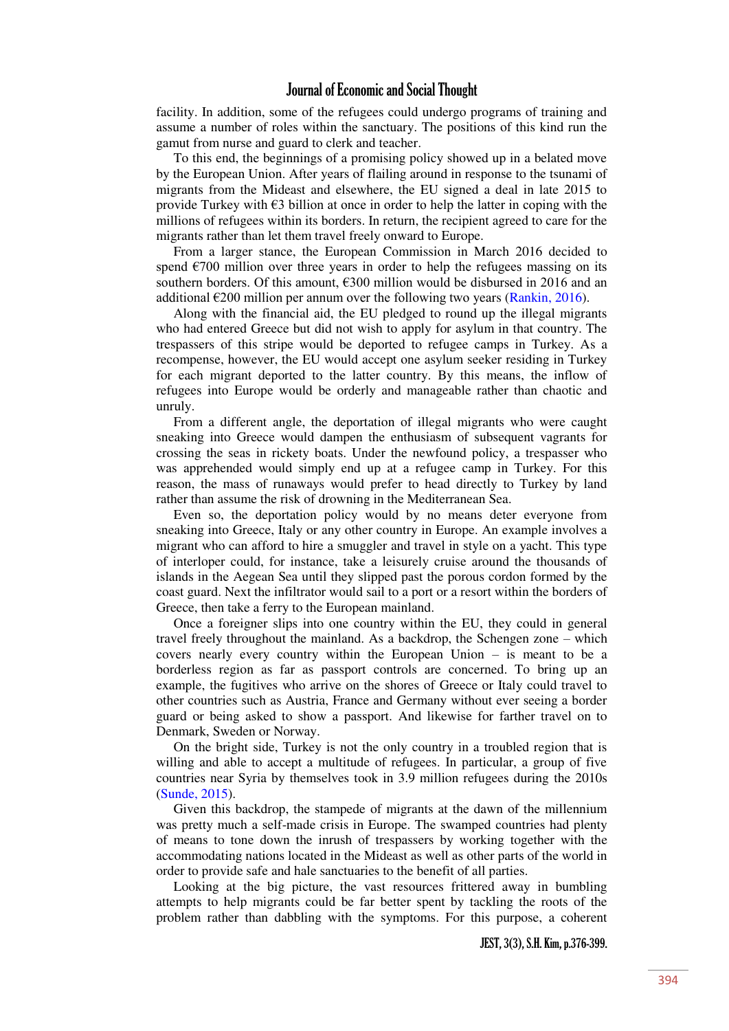facility. In addition, some of the refugees could undergo programs of training and assume a number of roles within the sanctuary. The positions of this kind run the gamut from nurse and guard to clerk and teacher.

To this end, the beginnings of a promising policy showed up in a belated move by the European Union. After years of flailing around in response to the tsunami of migrants from the Mideast and elsewhere, the EU signed a deal in late 2015 to provide Turkey with €3 billion at once in order to help the latter in coping with the millions of refugees within its borders. In return, the recipient agreed to care for the migrants rather than let them travel freely onward to Europe.

From a larger stance, the European Commission in March 2016 decided to spend €700 million over three years in order to help the refugees massing on its southern borders. Of this amount, €300 million would be disbursed in 2016 and an additional €200 million per annum over the following two years (Rankin, 2016).

Along with the financial aid, the EU pledged to round up the illegal migrants who had entered Greece but did not wish to apply for asylum in that country. The trespassers of this stripe would be deported to refugee camps in Turkey. As a recompense, however, the EU would accept one asylum seeker residing in Turkey for each migrant deported to the latter country. By this means, the inflow of refugees into Europe would be orderly and manageable rather than chaotic and unruly.

From a different angle, the deportation of illegal migrants who were caught sneaking into Greece would dampen the enthusiasm of subsequent vagrants for crossing the seas in rickety boats. Under the newfound policy, a trespasser who was apprehended would simply end up at a refugee camp in Turkey. For this reason, the mass of runaways would prefer to head directly to Turkey by land rather than assume the risk of drowning in the Mediterranean Sea.

Even so, the deportation policy would by no means deter everyone from sneaking into Greece, Italy or any other country in Europe. An example involves a migrant who can afford to hire a smuggler and travel in style on a yacht. This type of interloper could, for instance, take a leisurely cruise around the thousands of islands in the Aegean Sea until they slipped past the porous cordon formed by the coast guard. Next the infiltrator would sail to a port or a resort within the borders of Greece, then take a ferry to the European mainland.

Once a foreigner slips into one country within the EU, they could in general travel freely throughout the mainland. As a backdrop, the Schengen zone – which covers nearly every country within the European Union – is meant to be a borderless region as far as passport controls are concerned. To bring up an example, the fugitives who arrive on the shores of Greece or Italy could travel to other countries such as Austria, France and Germany without ever seeing a border guard or being asked to show a passport. And likewise for farther travel on to Denmark, Sweden or Norway.

On the bright side, Turkey is not the only country in a troubled region that is willing and able to accept a multitude of refugees. In particular, a group of five countries near Syria by themselves took in 3.9 million refugees during the 2010s (Sunde, 2015).

Given this backdrop, the stampede of migrants at the dawn of the millennium was pretty much a self-made crisis in Europe. The swamped countries had plenty of means to tone down the inrush of trespassers by working together with the accommodating nations located in the Mideast as well as other parts of the world in order to provide safe and hale sanctuaries to the benefit of all parties.

Looking at the big picture, the vast resources frittered away in bumbling attempts to help migrants could be far better spent by tackling the roots of the problem rather than dabbling with the symptoms. For this purpose, a coherent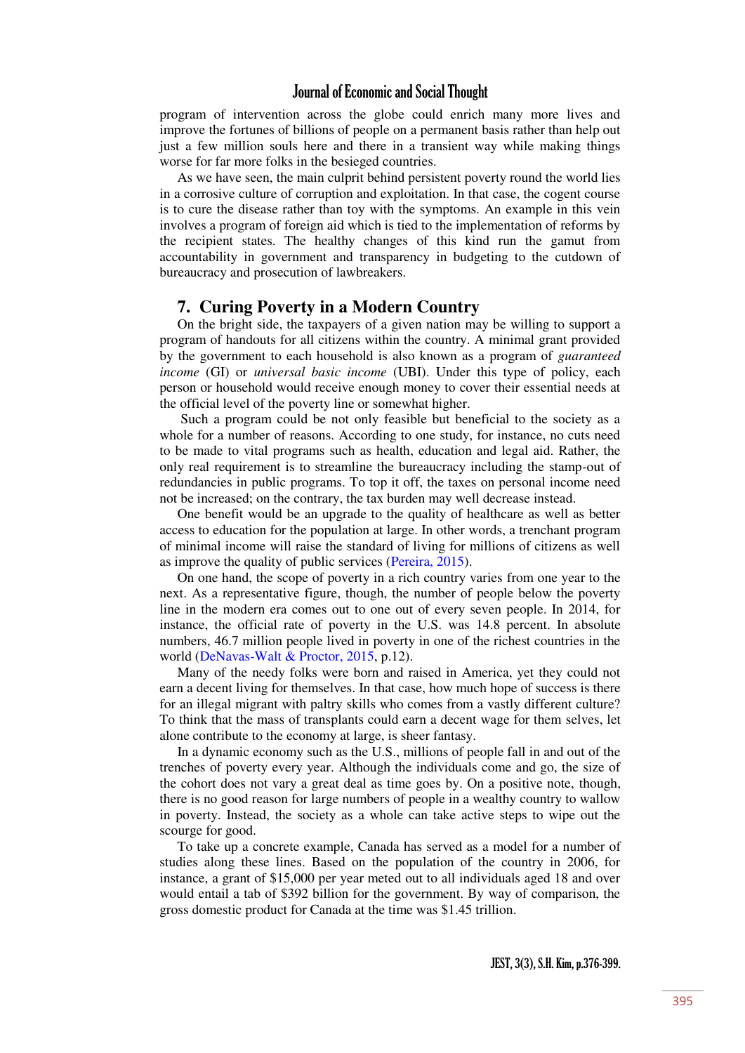program of intervention across the globe could enrich many more lives and improve the fortunes of billions of people on a permanent basis rather than help out just a few million souls here and there in a transient way while making things worse for far more folks in the besieged countries.

As we have seen, the main culprit behind persistent poverty round the world lies in a corrosive culture of corruption and exploitation. In that case, the cogent course is to cure the disease rather than toy with the symptoms. An example in this vein involves a program of foreign aid which is tied to the implementation of reforms by the recipient states. The healthy changes of this kind run the gamut from accountability in government and transparency in budgeting to the cutdown of bureaucracy and prosecution of lawbreakers.

## 7. Curing Poverty in a Modern Country

On the bright side, the taxpayers of a given nation may be willing to support a program of handouts for all citizens within the country. A minimal grant provided by the government to each household is also known as a program of *guaranteed income* (GI) or *universal basic income* (UBI). Under this type of policy, each person or household would receive enough money to cover their essential needs at the official level of the poverty line or somewhat higher.

Such a program could be not only feasible but beneficial to the society as a whole for a number of reasons. According to one study, for instance, no cuts need to be made to vital programs such as health, education and legal aid. Rather, the only real requirement is to streamline the bureaucracy including the stamp-out of redundancies in public programs. To top it off, the taxes on personal income need not be increased; on the contrary, the tax burden may well decrease instead.

One benefit would be an upgrade to the quality of healthcare as well as better access to education for the population at large. In other words, a trenchant program of minimal income will raise the standard of living for millions of citizens as well as improve the quality of public services (Pereira, 2015).

On one hand, the scope of poverty in a rich country varies from one year to the next. As a representative figure, though, the number of people below the poverty line in the modern era comes out to one out of every seven people. In 2014, for instance, the official rate of poverty in the U.S. was 14.8 percent. In absolute numbers, 46.7 million people lived in poverty in one of the richest countries in the world (DeNavas-Walt & Proctor, 2015, p.12).

Many of the needy folks were born and raised in America, yet they could not earn a decent living for themselves. In that case, how much hope of success is there for an illegal migrant with paltry skills who comes from a vastly different culture? To think that the mass of transplants could earn a decent wage for them selves, let alone contribute to the economy at large, is sheer fantasy.

In a dynamic economy such as the U.S., millions of people fall in and out of the trenches of poverty every year. Although the individuals come and go, the size of the cohort does not vary a great deal as time goes by. On a positive note, though, there is no good reason for large numbers of people in a wealthy country to wallow in poverty. Instead, the society as a whole can take active steps to wipe out the scourge for good.

To take up a concrete example, Canada has served as a model for a number of studies along these lines. Based on the population of the country in 2006, for instance, a grant of $15,000 per year meted out to all individuals aged 18 and over would entail a tab of $392 billion for the government. By way of comparison, the gross domestic product for Canada at the time was $1.45 trillion.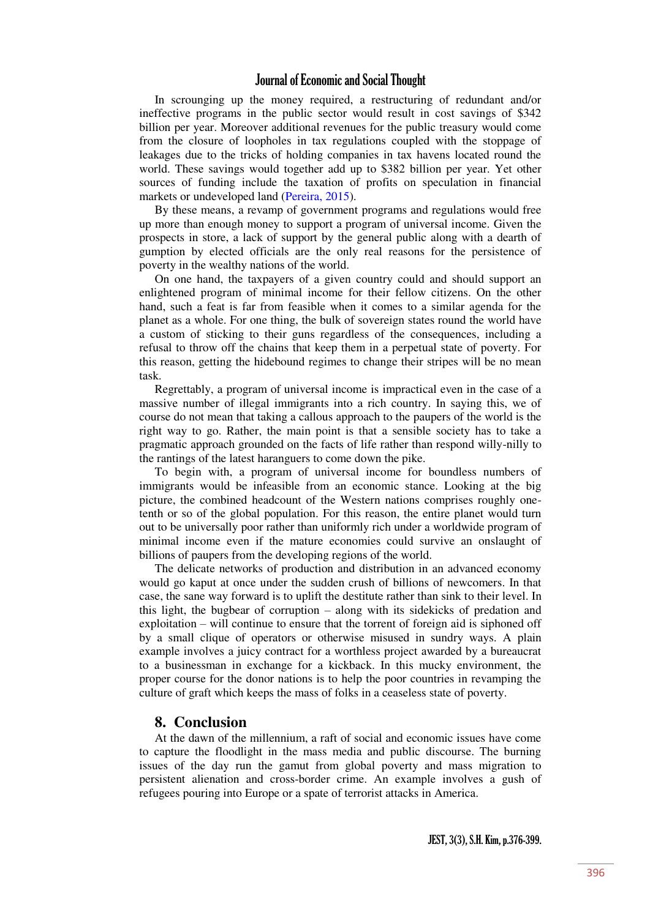In scrounging up the money required, a restructuring of redundant and/or ineffective programs in the public sector would result in cost savings of $342 billion per year. Moreover additional revenues for the public treasury would come from the closure of loopholes in tax regulations coupled with the stoppage of leakages due to the tricks of holding companies in tax havens located round the world. These savings would together add up to $382 billion per year. Yet other sources of funding include the taxation of profits on speculation in financial markets or undeveloped land (Pereira, 2015).

By these means, a revamp of government programs and regulations would free up more than enough money to support a program of universal income. Given the prospects in store, a lack of support by the general public along with a dearth of gumption by elected officials are the only real reasons for the persistence of poverty in the wealthy nations of the world.

On one hand, the taxpayers of a given country could and should support an enlightened program of minimal income for their fellow citizens. On the other hand, such a feat is far from feasible when it comes to a similar agenda for the planet as a whole. For one thing, the bulk of sovereign states round the world have a custom of sticking to their guns regardless of the consequences, including a refusal to throw off the chains that keep them in a perpetual state of poverty. For this reason, getting the hidebound regimes to change their stripes will be no mean task.

Regrettably, a program of universal income is impractical even in the case of a massive number of illegal immigrants into a rich country. In saying this, we of course do not mean that taking a callous approach to the paupers of the world is the right way to go. Rather, the main point is that a sensible society has to take a pragmatic approach grounded on the facts of life rather than respond willy-nilly to the rantings of the latest haranguers to come down the pike.

To begin with, a program of universal income for boundless numbers of immigrants would be infeasible from an economic stance. Looking at the big picture, the combined headcount of the Western nations comprises roughly one-tenth or so of the global population. For this reason, the entire planet would turn out to be universally poor rather than uniformly rich under a worldwide program of minimal income even if the mature economies could survive an onslaught of billions of paupers from the developing regions of the world.

The delicate networks of production and distribution in an advanced economy would go kaput at once under the sudden crush of billions of newcomers. In that case, the sane way forward is to uplift the destitute rather than sink to their level. In this light, the bugbear of corruption – along with its sidekicks of predation and exploitation – will continue to ensure that the torrent of foreign aid is siphoned off by a small clique of operators or otherwise misused in sundry ways. A plain example involves a juicy contract for a worthless project awarded by a bureaucrat to a businessman in exchange for a kickback. In this mucky environment, the proper course for the donor nations is to help the poor countries in revamping the culture of graft which keeps the mass of folks in a ceaseless state of poverty.

## 8. Conclusion

At the dawn of the millennium, a raft of social and economic issues have come to capture the floodlight in the mass media and public discourse. The burning issues of the day run the gamut from global poverty and mass migration to persistent alienation and cross-border crime. An example involves a gush of refugees pouring into Europe or a spate of terrorist attacks in America.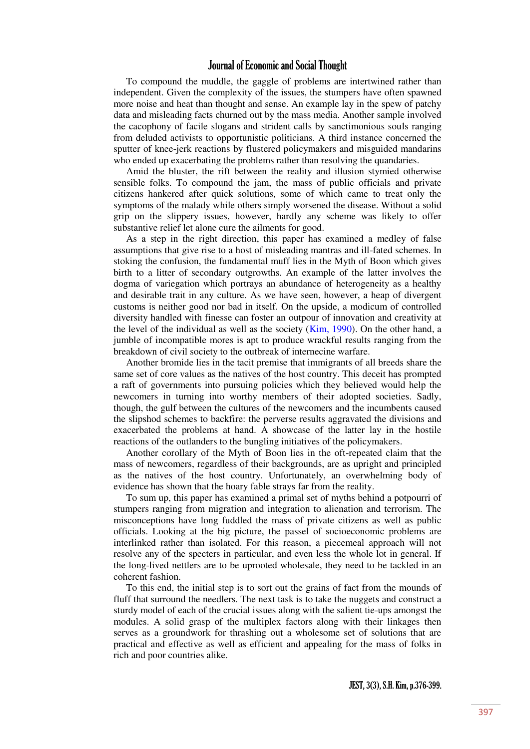To compound the muddle, the gaggle of problems are intertwined rather than independent. Given the complexity of the issues, the stumpers have often spawned more noise and heat than thought and sense. An example lay in the spew of patchy data and misleading facts churned out by the mass media. Another sample involved the cacophony of facile slogans and strident calls by sanctimonious souls ranging from deluded activists to opportunistic politicians. A third instance concerned the sputter of knee-jerk reactions by flustered policymakers and misguided mandarins who ended up exacerbating the problems rather than resolving the quandaries.

Amid the bluster, the rift between the reality and illusion stymied otherwise sensible folks. To compound the jam, the mass of public officials and private citizens hankered after quick solutions, some of which came to treat only the symptoms of the malady while others simply worsened the disease. Without a solid grip on the slippery issues, however, hardly any scheme was likely to offer substantive relief let alone cure the ailments for good.

As a step in the right direction, this paper has examined a medley of false assumptions that give rise to a host of misleading mantras and ill-fated schemes. In stoking the confusion, the fundamental muff lies in the Myth of Boon which gives birth to a litter of secondary outgrowths. An example of the latter involves the dogma of variegation which portrays an abundance of heterogeneity as a healthy and desirable trait in any culture. As we have seen, however, a heap of divergent customs is neither good nor bad in itself. On the upside, a modicum of controlled diversity handled with finesse can foster an outpour of innovation and creativity at the level of the individual as well as the society (Kim, 1990). On the other hand, a jumble of incompatible mores is apt to produce wrackful results ranging from the breakdown of civil society to the outbreak of internecine warfare.

Another bromide lies in the tacit premise that immigrants of all breeds share the same set of core values as the natives of the host country. This deceit has prompted a raft of governments into pursuing policies which they believed would help the newcomers in turning into worthy members of their adopted societies. Sadly, though, the gulf between the cultures of the newcomers and the incumbents caused the slipshod schemes to backfire: the perverse results aggravated the divisions and exacerbated the problems at hand. A showcase of the latter lay in the hostile reactions of the outlanders to the bungling initiatives of the policymakers.

Another corollary of the Myth of Boon lies in the oft-repeated claim that the mass of newcomers, regardless of their backgrounds, are as upright and principled as the natives of the host country. Unfortunately, an overwhelming body of evidence has shown that the hoary fable strays far from the reality.

To sum up, this paper has examined a primal set of myths behind a potpourri of stumpers ranging from migration and integration to alienation and terrorism. The misconceptions have long fuddled the mass of private citizens as well as public officials. Looking at the big picture, the passel of socioeconomic problems are interlinked rather than isolated. For this reason, a piecemeal approach will not resolve any of the specters in particular, and even less the whole lot in general. If the long-lived nettlers are to be uprooted wholesale, they need to be tackled in an coherent fashion.

To this end, the initial step is to sort out the grains of fact from the mounds of fluff that surround the needlers. The next task is to take the nuggets and construct a sturdy model of each of the crucial issues along with the salient tie-ups amongst the modules. A solid grasp of the multiplex factors along with their linkages then serves as a groundwork for thrashing out a wholesome set of solutions that are practical and effective as well as efficient and appealing for the mass of folks in rich and poor countries alike.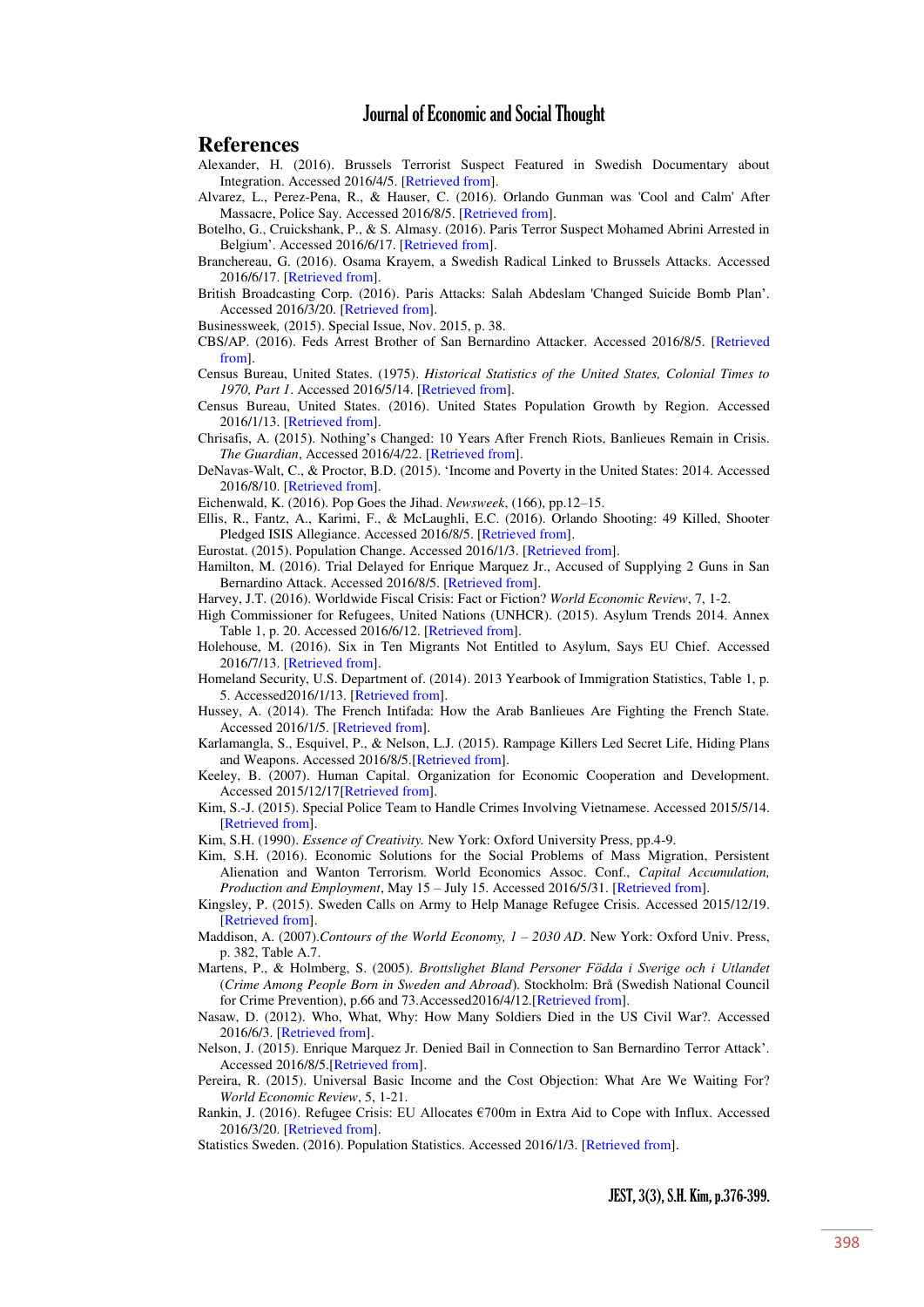## References

Alexander, H. (2016). Brussels Terrorist Suspect Featured in Swedish Documentary about Integration. Accessed 2016/4/5. [Retrieved from].

Alvarez, L., Perez-Pena, R., & Hauser, C. (2016). Orlando Gunman was 'Cool and Calm' After Massacre, Police Say. Accessed 2016/8/5. [Retrieved from].

Botelho, G., Cruickshank, P., & S. Almasy. (2016). Paris Terror Suspect Mohamed Abrini Arrested in Belgium'. Accessed 2016/6/17. [Retrieved from].

Branchereau, G. (2016). Osama Krayem, a Swedish Radical Linked to Brussels Attacks. Accessed 2016/6/17. [Retrieved from].

British Broadcasting Corp. (2016). Paris Attacks: Salah Abdeslam 'Changed Suicide Bomb Plan'. Accessed 2016/3/20. [Retrieved from].

Businessweek, (2015). Special Issue, Nov. 2015, p. 38.

CBS/AP. (2016). Feds Arrest Brother of San Bernardino Attacker. Accessed 2016/8/5. [Retrieved from].

Census Bureau, United States. (1975). *Historical Statistics of the United States, Colonial Times to 1970, Part 1*. Accessed 2016/5/14. [Retrieved from].

Census Bureau, United States. (2016). United States Population Growth by Region. Accessed 2016/1/13. [Retrieved from].

Chrisafis, A. (2015). Nothing's Changed: 10 Years After French Riots, Banlieues Remain in Crisis. *The Guardian*, Accessed 2016/4/22. [Retrieved from].

DeNavas-Walt, C., & Proctor, B.D. (2015). 'Income and Poverty in the United States: 2014. Accessed 2016/8/10. [Retrieved from].

Eichenwald, K. (2016). Pop Goes the Jihad. *Newsweek*, (166), pp.12–15.

Ellis, R., Fantz, A., Karimi, F., & McLaughli, E.C. (2016). Orlando Shooting: 49 Killed, Shooter Pledged ISIS Allegiance. Accessed 2016/8/5. [Retrieved from].

Eurostat. (2015). Population Change. Accessed 2016/1/3. [Retrieved from].

Hamilton, M. (2016). Trial Delayed for Enrique Marquez Jr., Accused of Supplying 2 Guns in San Bernardino Attack. Accessed 2016/8/5. [Retrieved from].

Harvey, J.T. (2016). Worldwide Fiscal Crisis: Fact or Fiction? *World Economic Review*, 7, 1-2.

High Commissioner for Refugees, United Nations (UNHCR). (2015). Asylum Trends 2014. Annex Table 1, p. 20. Accessed 2016/6/12. [Retrieved from].

Holehouse, M. (2016). Six in Ten Migrants Not Entitled to Asylum, Says EU Chief. Accessed 2016/7/13. [Retrieved from].

Homeland Security, U.S. Department of. (2014). 2013 Yearbook of Immigration Statistics, Table 1, p. 5. Accessed2016/1/13. [Retrieved from].

Hussey, A. (2014). The French Intifada: How the Arab Banlieues Are Fighting the French State. Accessed 2016/1/5. [Retrieved from].

Karlamangla, S., Esquivel, P., & Nelson, L.J. (2015). Rampage Killers Led Secret Life, Hiding Plans and Weapons. Accessed 2016/8/5.[Retrieved from].

Keeley, B. (2007). Human Capital. Organization for Economic Cooperation and Development. Accessed 2015/12/17[Retrieved from].

Kim, S.-J. (2015). Special Police Team to Handle Crimes Involving Vietnamese. Accessed 2015/5/14. [Retrieved from].

Kim, S.H. (1990). *Essence of Creativity.* New York: Oxford University Press, pp.4-9.

Kim, S.H. (2016). Economic Solutions for the Social Problems of Mass Migration, Persistent Alienation and Wanton Terrorism. World Economics Assoc. Conf., *Capital Accumulation, Production and Employment*, May 15 – July 15. Accessed 2016/5/31. [Retrieved from].

Kingsley, P. (2015). Sweden Calls on Army to Help Manage Refugee Crisis. Accessed 2015/12/19. [Retrieved from].

Maddison, A. (2007).*Contours of the World Economy, 1 – 2030 AD*. New York: Oxford Univ. Press, p. 382, Table A.7.

Martens, P., & Holmberg, S. (2005). *Brottslighet Bland Personer Födda i Sverige och i Utlandet* (*Crime Among People Born in Sweden and Abroad*). Stockholm: Brå (Swedish National Council for Crime Prevention), p.66 and 73.Accessed2016/4/12.[Retrieved from].

Nasaw, D. (2012). Who, What, Why: How Many Soldiers Died in the US Civil War?. Accessed 2016/6/3. [Retrieved from].

Nelson, J. (2015). Enrique Marquez Jr. Denied Bail in Connection to San Bernardino Terror Attack'. Accessed 2016/8/5.[Retrieved from].

Pereira, R. (2015). Universal Basic Income and the Cost Objection: What Are We Waiting For? *World Economic Review*, 5, 1-21.

Rankin, J. (2016). Refugee Crisis: EU Allocates €700m in Extra Aid to Cope with Influx. Accessed 2016/3/20. [Retrieved from].

Statistics Sweden. (2016). Population Statistics. Accessed 2016/1/3. [Retrieved from].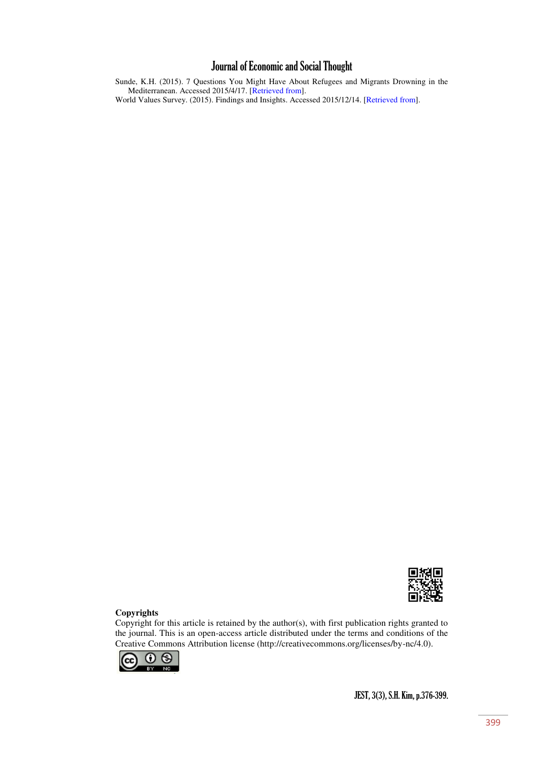Sunde, K.H. (2015). 7 Questions You Might Have About Refugees and Migrants Drowning in the Mediterranean. Accessed 2015/4/17. [Retrieved from].

World Values Survey. (2015). Findings and Insights. Accessed 2015/12/14. [Retrieved from].

**Copyrights**

Copyright for this article is retained by the author(s), with first publication rights granted to the journal. This is an open-access article distributed under the terms and conditions of the Creative Commons Attribution license (http://creativecommons.org/licenses/by-nc/4.0).